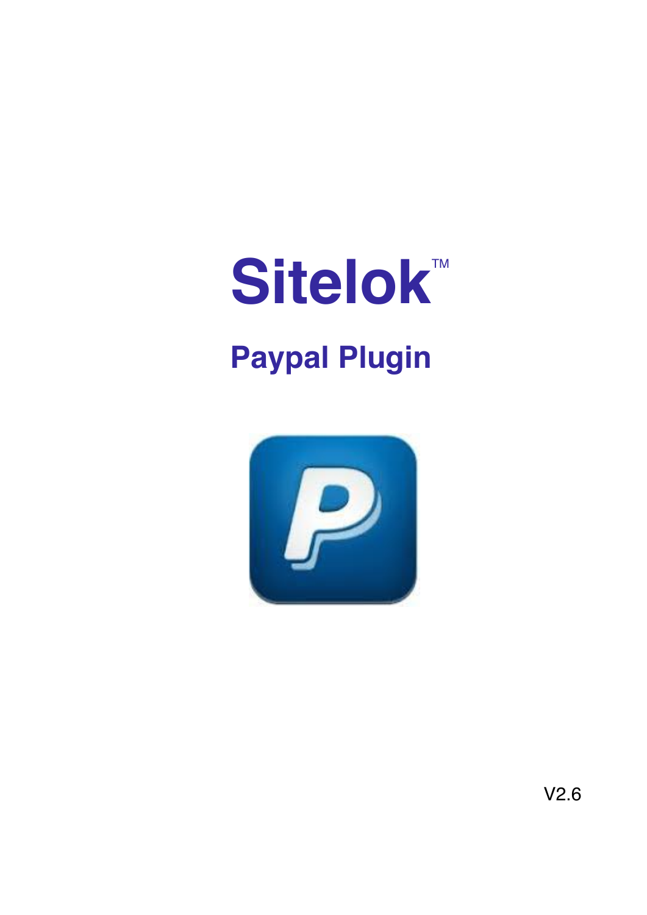# Sitelok™

## Paypal Plugin

V2.6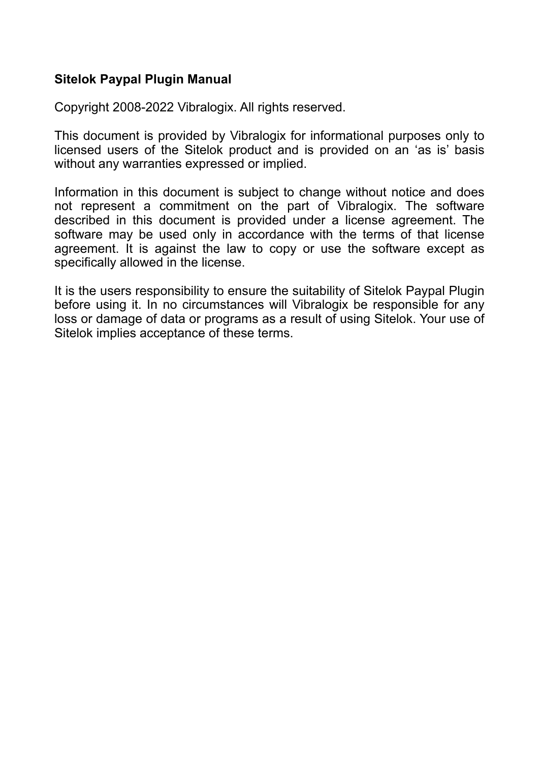**Sitelok Paypal Plugin Manual**

Copyright 2008-2022 Vibralogix. All rights reserved.

This document is provided by Vibralogix for informational purposes only to licensed users of the Sitelok product and is provided on an ‘as is’ basis without any warranties expressed or implied.

Information in this document is subject to change without notice and does not represent a commitment on the part of Vibralogix. The software described in this document is provided under a license agreement. The software may be used only in accordance with the terms of that license agreement. It is against the law to copy or use the software except as specifically allowed in the license.

It is the users responsibility to ensure the suitability of Sitelok Paypal Plugin before using it. In no circumstances will Vibralogix be responsible for any loss or damage of data or programs as a result of using Sitelok. Your use of Sitelok implies acceptance of these terms.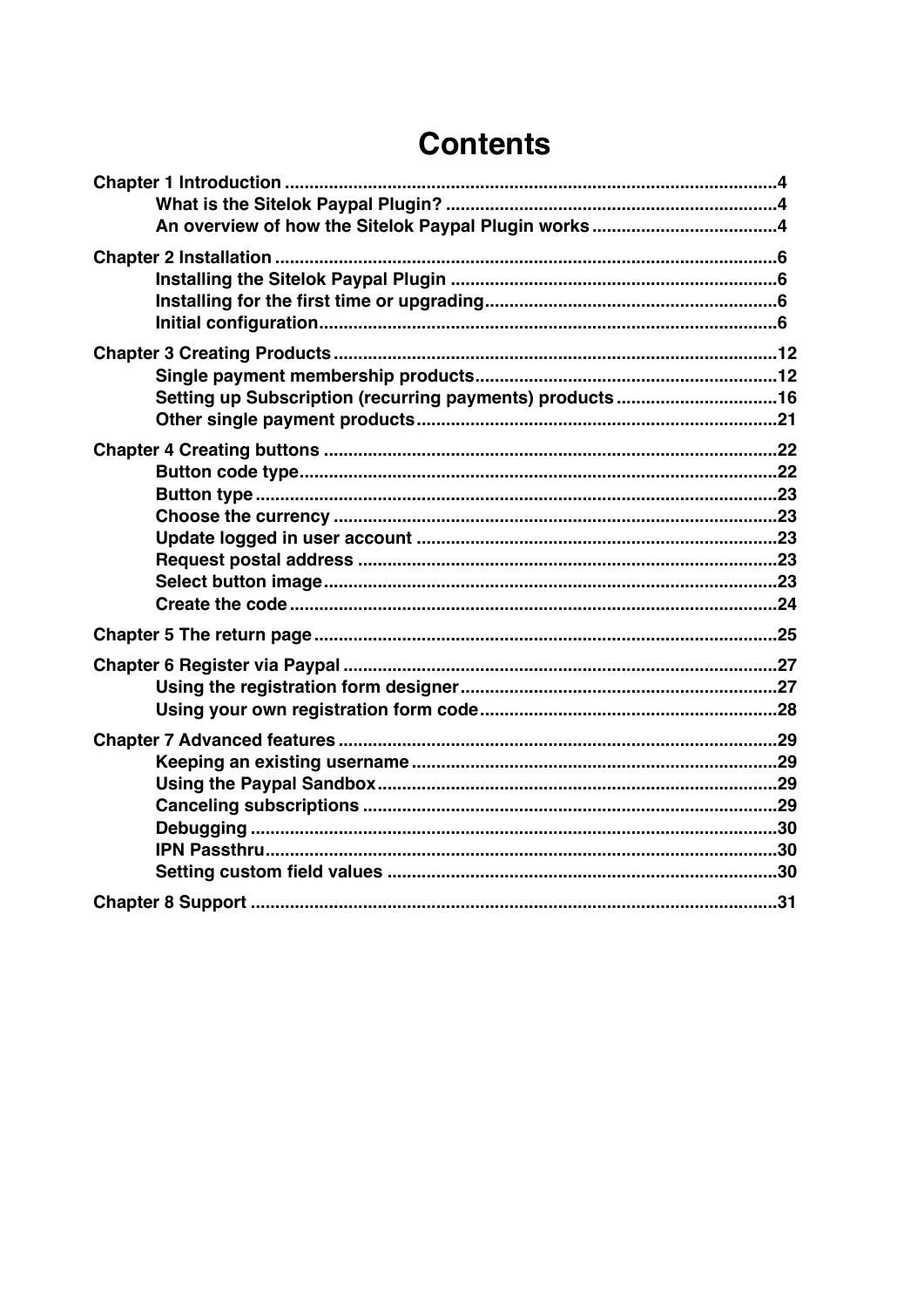# Contents

- **Chapter 1 Introduction** ... 4
  - What is the Sitelok Paypal Plugin? ... 4
  - An overview of how the Sitelok Paypal Plugin works ... 4
- **Chapter 2 Installation** ... 6
  - Installing the Sitelok Paypal Plugin ... 6
  - Installing for the first time or upgrading ... 6
  - Initial configuration ... 6
- **Chapter 3 Creating Products** ... 12
  - Single payment membership products ... 12
  - Setting up Subscription (recurring payments) products ... 16
  - Other single payment products ... 21
- **Chapter 4 Creating buttons** ... 22
  - Button code type ... 22
  - Button type ... 23
  - Choose the currency ... 23
  - Update logged in user account ... 23
  - Request postal address ... 23
  - Select button image ... 23
  - Create the code ... 24
- **Chapter 5 The return page** ... 25
- **Chapter 6 Register via Paypal** ... 27
  - Using the registration form designer ... 27
  - Using your own registration form code ... 28
- **Chapter 7 Advanced features** ... 29
  - Keeping an existing username ... 29
  - Using the Paypal Sandbox ... 29
  - Canceling subscriptions ... 29
  - Debugging ... 30
  - IPN Passthru ... 30
  - Setting custom field values ... 30
- **Chapter 8 Support** ... 31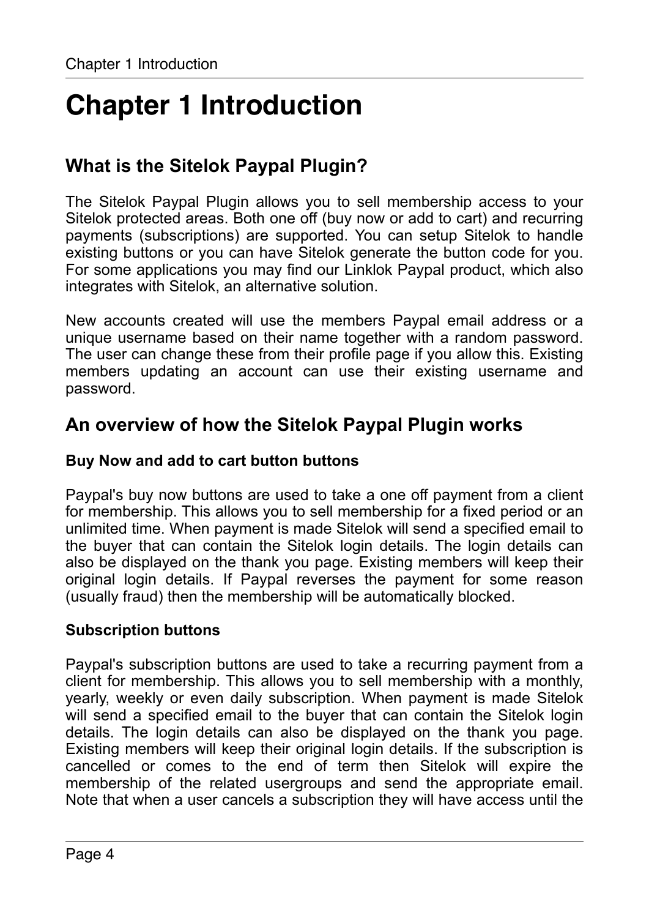# Chapter 1 Introduction

## What is the Sitelok Paypal Plugin?

The Sitelok Paypal Plugin allows you to sell membership access to your Sitelok protected areas. Both one off (buy now or add to cart) and recurring payments (subscriptions) are supported. You can setup Sitelok to handle existing buttons or you can have Sitelok generate the button code for you. For some applications you may find our Linklok Paypal product, which also integrates with Sitelok, an alternative solution.

New accounts created will use the members Paypal email address or a unique username based on their name together with a random password. The user can change these from their profile page if you allow this. Existing members updating an account can use their existing username and password.

## An overview of how the Sitelok Paypal Plugin works

### Buy Now and add to cart button buttons

Paypal's buy now buttons are used to take a one off payment from a client for membership. This allows you to sell membership for a fixed period or an unlimited time. When payment is made Sitelok will send a specified email to the buyer that can contain the Sitelok login details. The login details can also be displayed on the thank you page. Existing members will keep their original login details. If Paypal reverses the payment for some reason (usually fraud) then the membership will be automatically blocked.

### Subscription buttons

Paypal's subscription buttons are used to take a recurring payment from a client for membership. This allows you to sell membership with a monthly, yearly, weekly or even daily subscription. When payment is made Sitelok will send a specified email to the buyer that can contain the Sitelok login details. The login details can also be displayed on the thank you page. Existing members will keep their original login details. If the subscription is cancelled or comes to the end of term then Sitelok will expire the membership of the related usergroups and send the appropriate email. Note that when a user cancels a subscription they will have access until the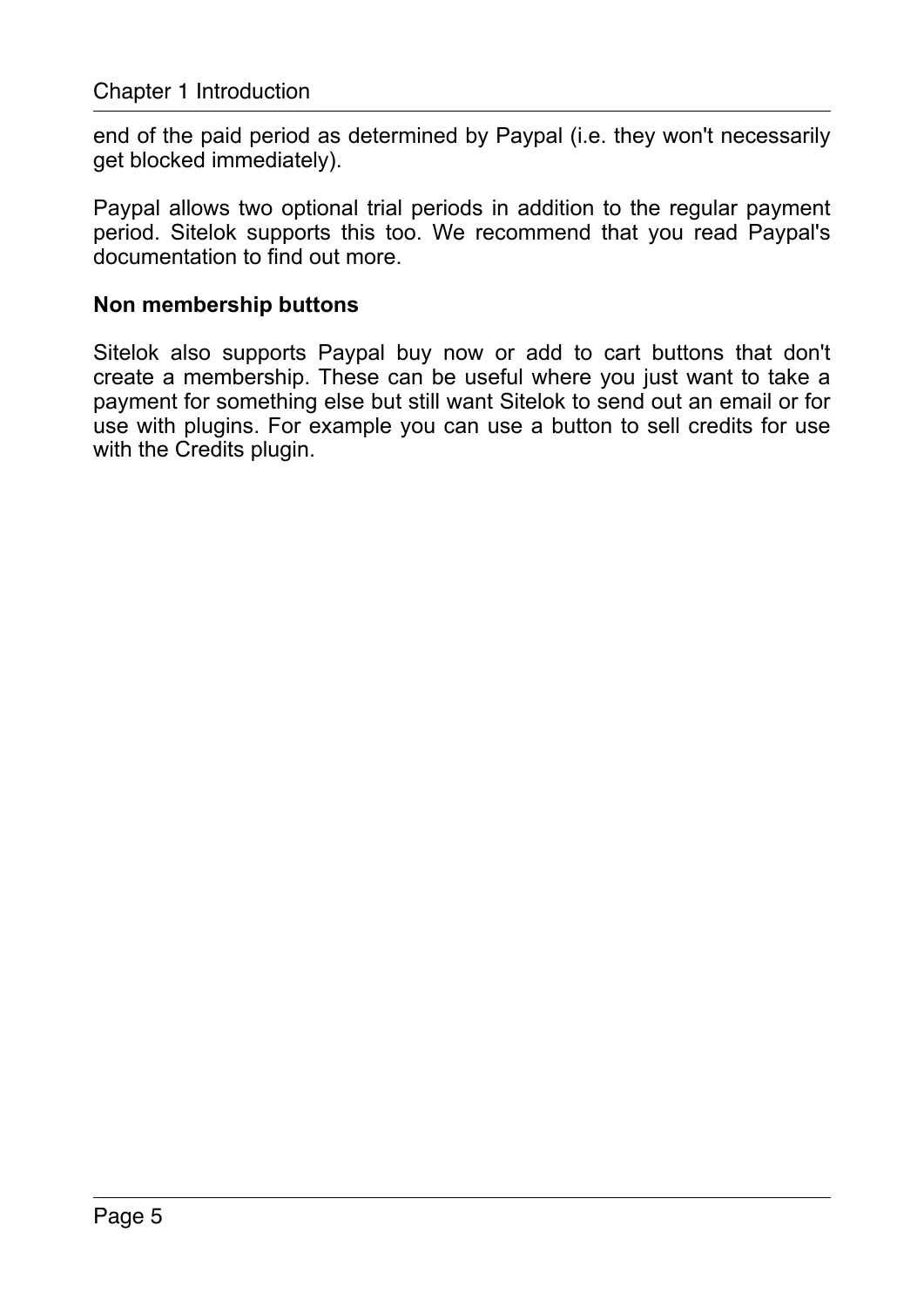end of the paid period as determined by Paypal (i.e. they won't necessarily get blocked immediately).

Paypal allows two optional trial periods in addition to the regular payment period. Sitelok supports this too. We recommend that you read Paypal's documentation to find out more.

**Non membership buttons**

Sitelok also supports Paypal buy now or add to cart buttons that don't create a membership. These can be useful where you just want to take a payment for something else but still want Sitelok to send out an email or for use with plugins. For example you can use a button to sell credits for use with the Credits plugin.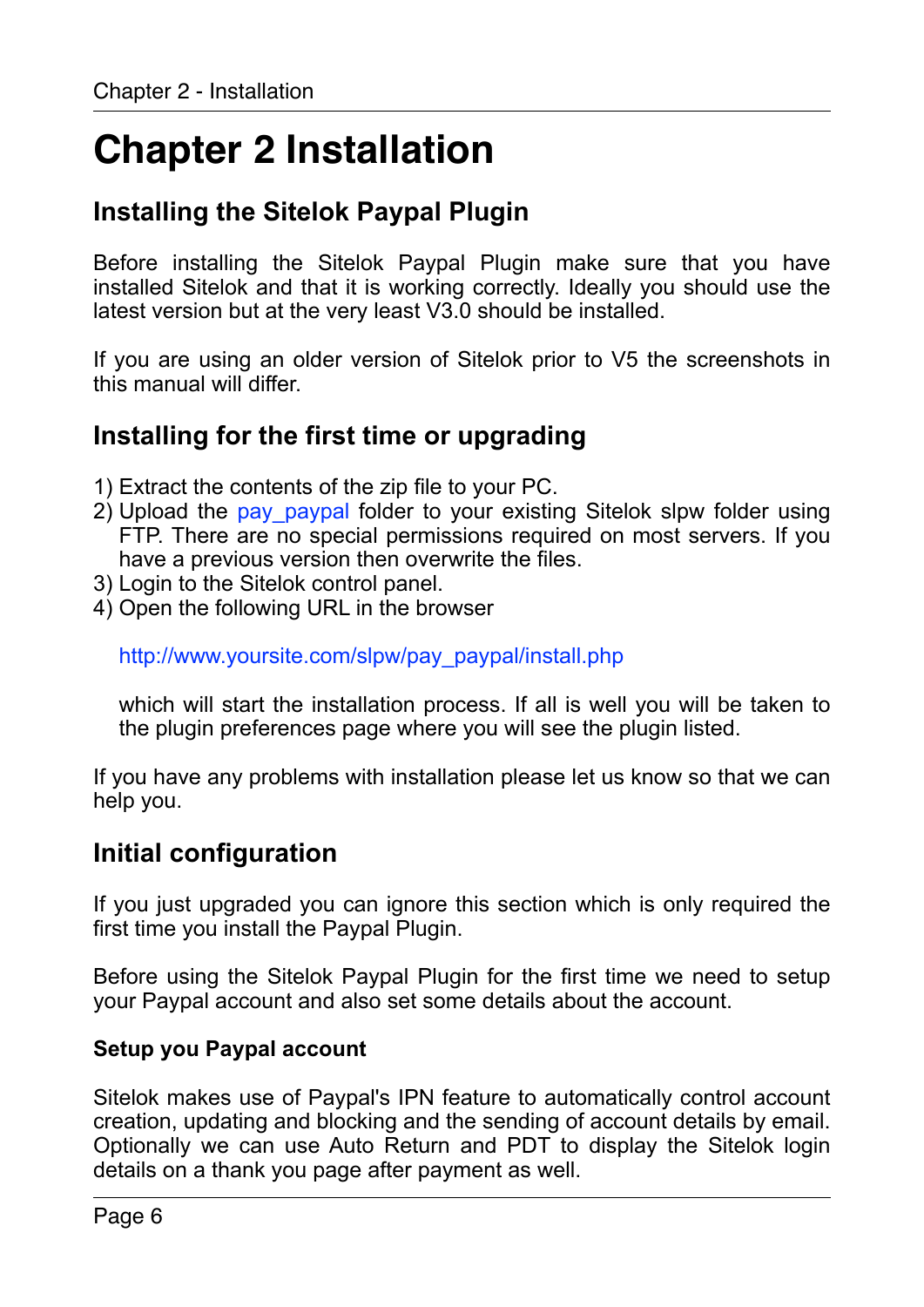# Chapter 2 Installation

## Installing the Sitelok Paypal Plugin

Before installing the Sitelok Paypal Plugin make sure that you have installed Sitelok and that it is working correctly. Ideally you should use the latest version but at the very least V3.0 should be installed.

If you are using an older version of Sitelok prior to V5 the screenshots in this manual will differ.

## Installing for the first time or upgrading

1) Extract the contents of the zip file to your PC.
2) Upload the pay_paypal folder to your existing Sitelok slpw folder using FTP. There are no special permissions required on most servers. If you have a previous version then overwrite the files.
3) Login to the Sitelok control panel.
4) Open the following URL in the browser

   http://www.yoursite.com/slpw/pay_paypal/install.php

   which will start the installation process. If all is well you will be taken to the plugin preferences page where you will see the plugin listed.

If you have any problems with installation please let us know so that we can help you.

## Initial configuration

If you just upgraded you can ignore this section which is only required the first time you install the Paypal Plugin.

Before using the Sitelok Paypal Plugin for the first time we need to setup your Paypal account and also set some details about the account.

### Setup you Paypal account

Sitelok makes use of Paypal's IPN feature to automatically control account creation, updating and blocking and the sending of account details by email. Optionally we can use Auto Return and PDT to display the Sitelok login details on a thank you page after payment as well.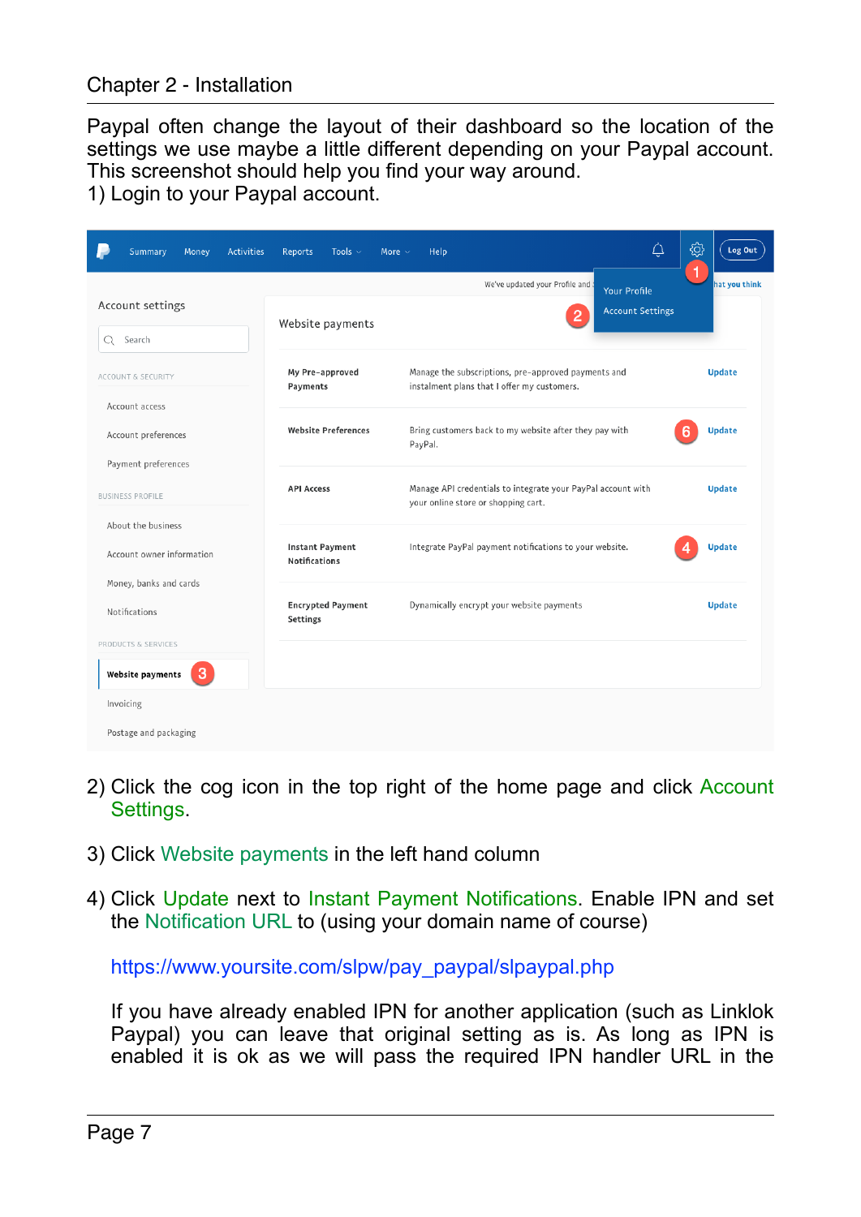Paypal often change the layout of their dashboard so the location of the settings we use maybe a little different depending on your Paypal account. This screenshot should help you find your way around.

1) Login to your Paypal account.

2) Click the cog icon in the top right of the home page and click Account Settings.

3) Click Website payments in the left hand column

4) Click Update next to Instant Payment Notifications. Enable IPN and set the Notification URL to (using your domain name of course)

   https://www.yoursite.com/slpw/pay_paypal/slpaypal.php

   If you have already enabled IPN for another application (such as Linklok Paypal) you can leave that original setting as is. As long as IPN is enabled it is ok as we will pass the required IPN handler URL in the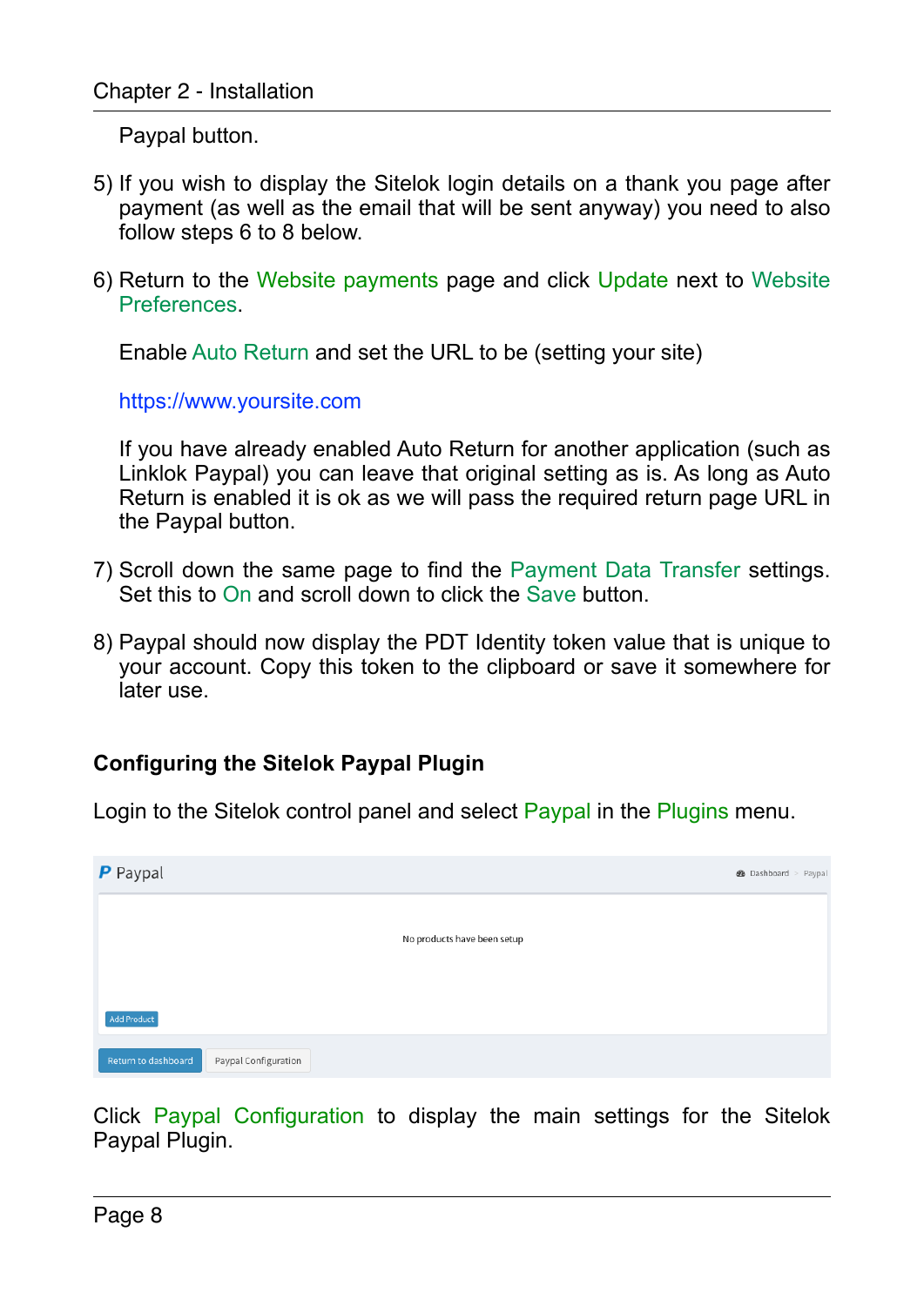Paypal button.

5) If you wish to display the Sitelok login details on a thank you page after payment (as well as the email that will be sent anyway) you need to also follow steps 6 to 8 below.

6) Return to the Website payments page and click Update next to Website Preferences.

   Enable Auto Return and set the URL to be (setting your site)

   https://www.yoursite.com

   If you have already enabled Auto Return for another application (such as Linklok Paypal) you can leave that original setting as is. As long as Auto Return is enabled it is ok as we will pass the required return page URL in the Paypal button.

7) Scroll down the same page to find the Payment Data Transfer settings. Set this to On and scroll down to click the Save button.

8) Paypal should now display the PDT Identity token value that is unique to your account. Copy this token to the clipboard or save it somewhere for later use.

### Configuring the Sitelok Paypal Plugin

Login to the Sitelok control panel and select Paypal in the Plugins menu.

P Paypal

Dashboard > Paypal

No products have been setup

Add Product

Return to dashboard | Paypal Configuration

Click Paypal Configuration to display the main settings for the Sitelok Paypal Plugin.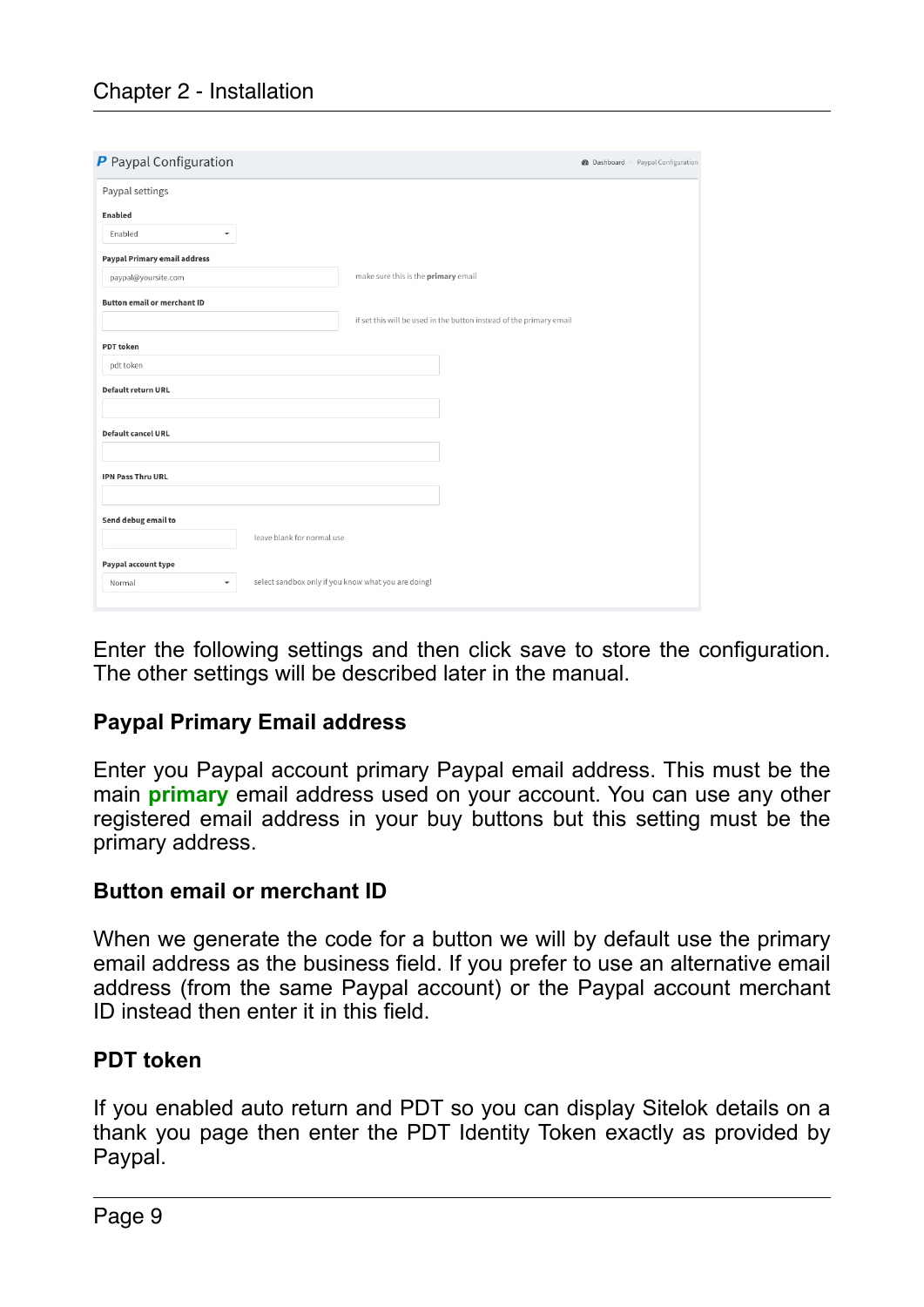Enter the following settings and then click save to store the configuration. The other settings will be described later in the manual.

## Paypal Primary Email address

Enter you Paypal account primary Paypal email address. This must be the main **primary** email address used on your account. You can use any other registered email address in your buy buttons but this setting must be the primary address.

## Button email or merchant ID

When we generate the code for a button we will by default use the primary email address as the business field. If you prefer to use an alternative email address (from the same Paypal account) or the Paypal account merchant ID instead then enter it in this field.

## PDT token

If you enabled auto return and PDT so you can display Sitelok details on a thank you page then enter the PDT Identity Token exactly as provided by Paypal.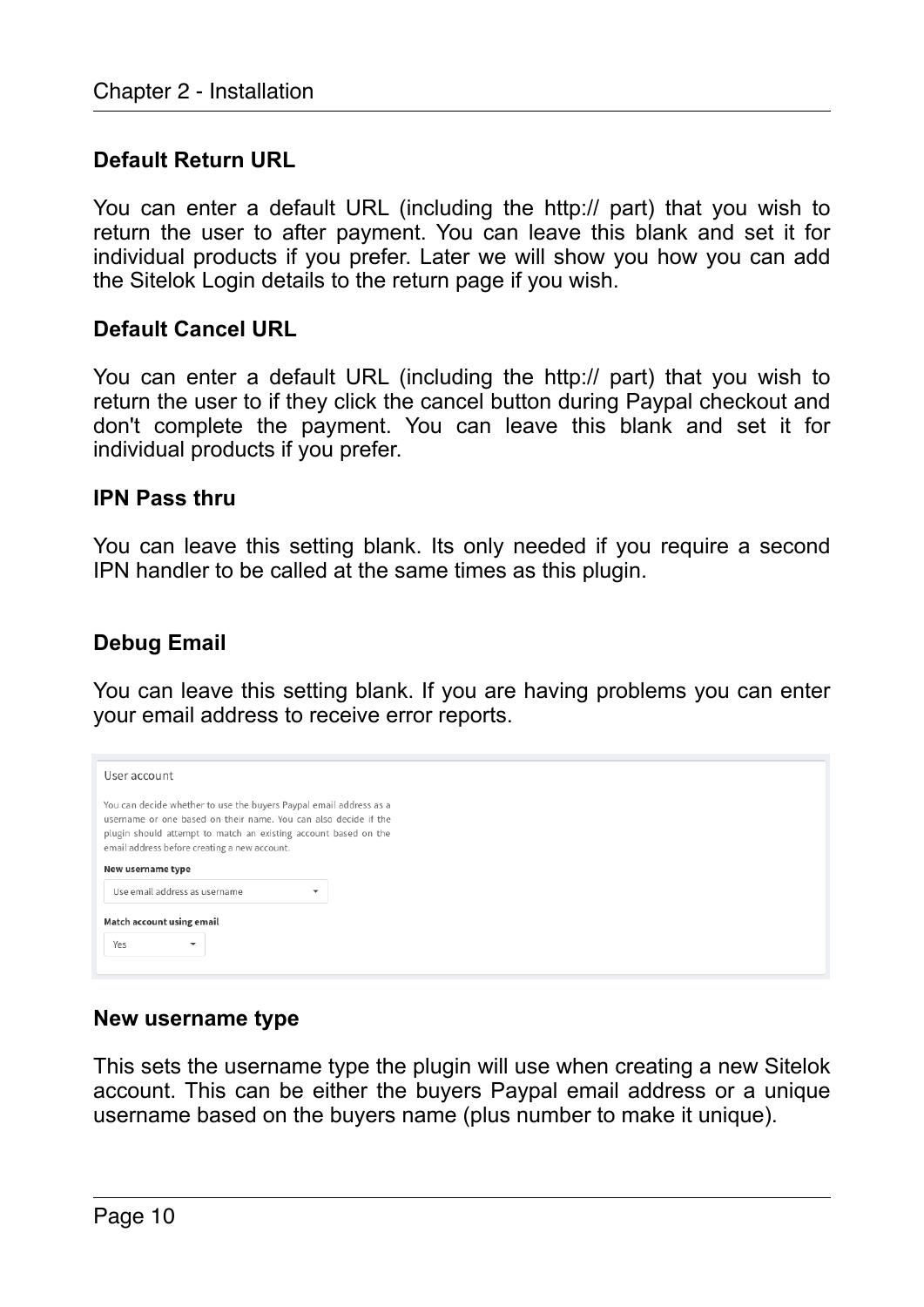### Default Return URL

You can enter a default URL (including the http:// part) that you wish to return the user to after payment. You can leave this blank and set it for individual products if you prefer. Later we will show you how you can add the Sitelok Login details to the return page if you wish.

### Default Cancel URL

You can enter a default URL (including the http:// part) that you wish to return the user to if they click the cancel button during Paypal checkout and don't complete the payment. You can leave this blank and set it for individual products if you prefer.

### IPN Pass thru

You can leave this setting blank. Its only needed if you require a second IPN handler to be called at the same times as this plugin.

### Debug Email

You can leave this setting blank. If you are having problems you can enter your email address to receive error reports.

User account

You can decide whether to use the buyers Paypal email address as a username or one based on their name. You can also decide if the plugin should attempt to match an existing account based on the email address before creating a new account.

**New username type**

Use email address as username

**Match account using email**

Yes

### New username type

This sets the username type the plugin will use when creating a new Sitelok account. This can be either the buyers Paypal email address or a unique username based on the buyers name (plus number to make it unique).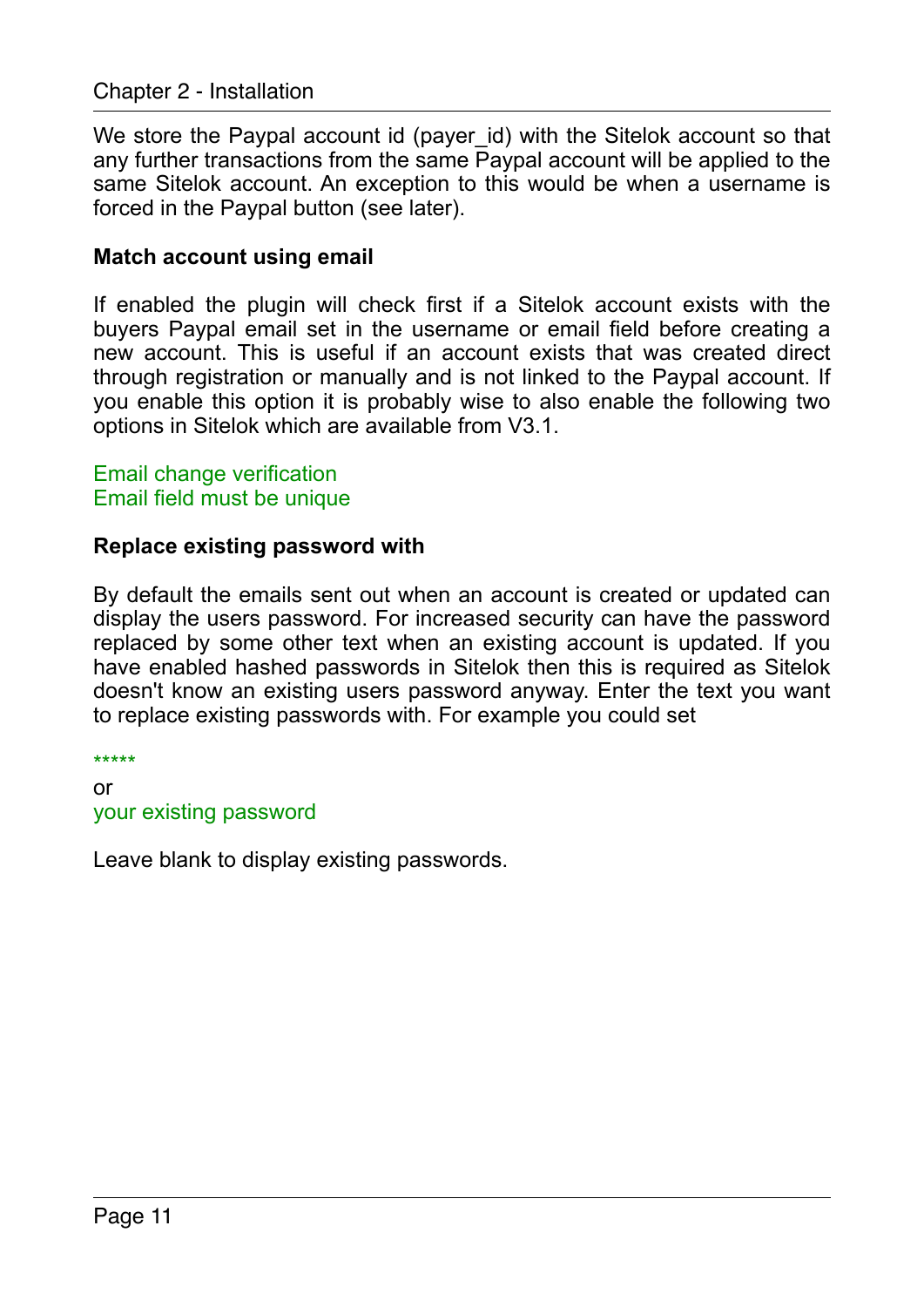We store the Paypal account id (payer_id) with the Sitelok account so that any further transactions from the same Paypal account will be applied to the same Sitelok account. An exception to this would be when a username is forced in the Paypal button (see later).

**Match account using email**

If enabled the plugin will check first if a Sitelok account exists with the buyers Paypal email set in the username or email field before creating a new account. This is useful if an account exists that was created direct through registration or manually and is not linked to the Paypal account. If you enable this option it is probably wise to also enable the following two options in Sitelok which are available from V3.1.

Email change verification
Email field must be unique

**Replace existing password with**

By default the emails sent out when an account is created or updated can display the users password. For increased security can have the password replaced by some other text when an existing account is updated. If you have enabled hashed passwords in Sitelok then this is required as Sitelok doesn't know an existing users password anyway. Enter the text you want to replace existing passwords with. For example you could set

*****
or
your existing password

Leave blank to display existing passwords.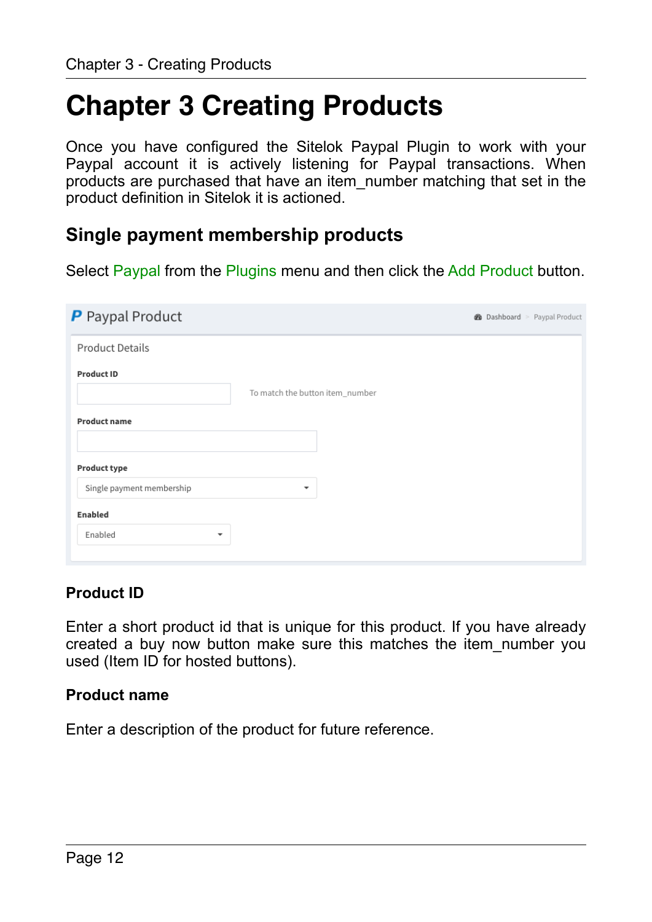# Chapter 3 Creating Products

Once you have configured the Sitelok Paypal Plugin to work with your Paypal account it is actively listening for Paypal transactions. When products are purchased that have an item_number matching that set in the product definition in Sitelok it is actioned.

## Single payment membership products

Select Paypal from the Plugins menu and then click the Add Product button.

**P** Paypal Product — Dashboard > Paypal Product

Product Details

**Product ID**

To match the button item_number

**Product name**

**Product type**

Single payment membership

**Enabled**

Enabled

### Product ID

Enter a short product id that is unique for this product. If you have already created a buy now button make sure this matches the item_number you used (Item ID for hosted buttons).

### Product name

Enter a description of the product for future reference.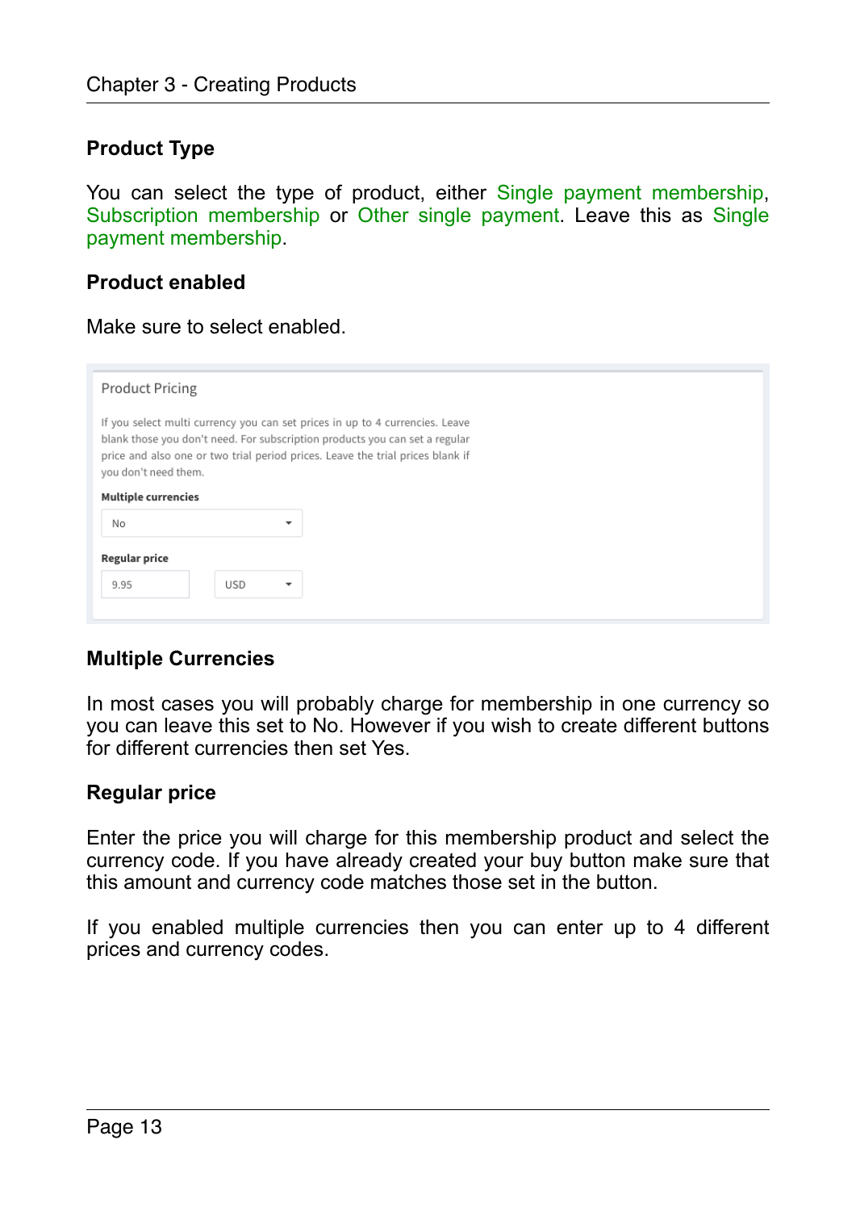### Product Type

You can select the type of product, either Single payment membership, Subscription membership or Other single payment. Leave this as Single payment membership.

### Product enabled

Make sure to select enabled.

Product Pricing

If you select multi currency you can set prices in up to 4 currencies. Leave blank those you don't need. For subscription products you can set a regular price and also one or two trial period prices. Leave the trial prices blank if you don't need them.

**Multiple currencies**

No

**Regular price**

9.95 USD

### Multiple Currencies

In most cases you will probably charge for membership in one currency so you can leave this set to No. However if you wish to create different buttons for different currencies then set Yes.

### Regular price

Enter the price you will charge for this membership product and select the currency code. If you have already created your buy button make sure that this amount and currency code matches those set in the button.

If you enabled multiple currencies then you can enter up to 4 different prices and currency codes.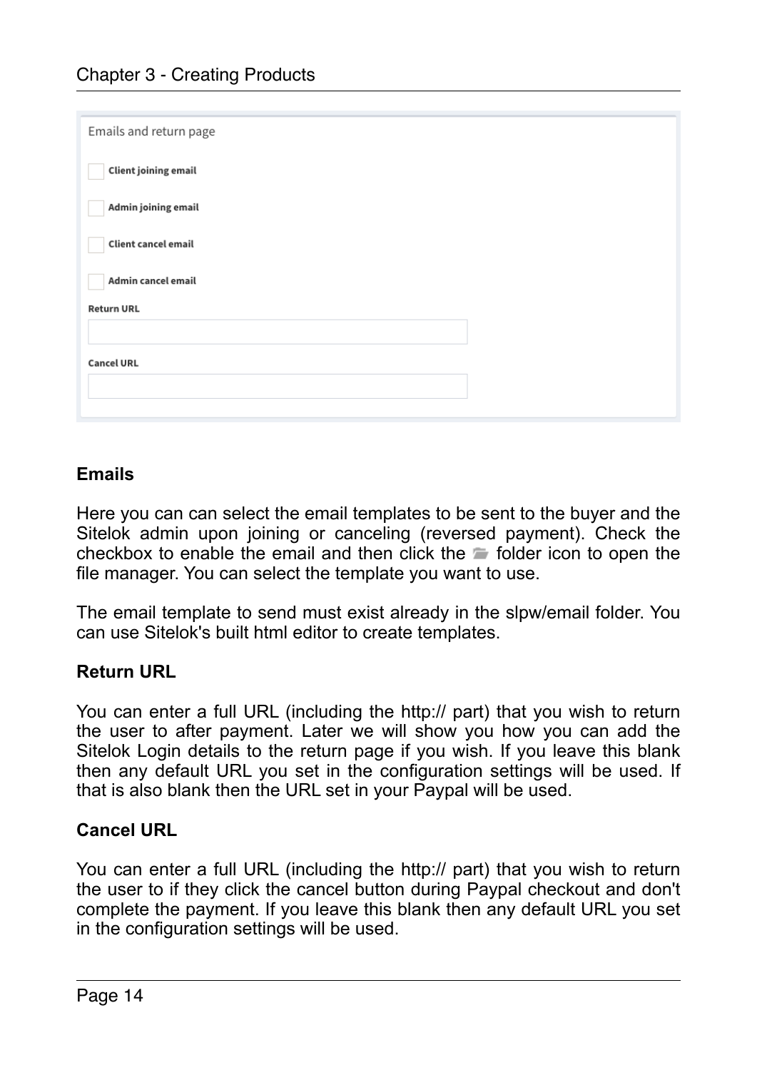Emails and return page

- [ ] Client joining email
- [ ] Admin joining email
- [ ] Client cancel email
- [ ] Admin cancel email

Return URL

Cancel URL

### Emails

Here you can can select the email templates to be sent to the buyer and the Sitelok admin upon joining or canceling (reversed payment). Check the checkbox to enable the email and then click the folder icon to open the file manager. You can select the template you want to use.

The email template to send must exist already in the slpw/email folder. You can use Sitelok's built html editor to create templates.

### Return URL

You can enter a full URL (including the http:// part) that you wish to return the user to after payment. Later we will show you how you can add the Sitelok Login details to the return page if you wish. If you leave this blank then any default URL you set in the configuration settings will be used. If that is also blank then the URL set in your Paypal will be used.

### Cancel URL

You can enter a full URL (including the http:// part) that you wish to return the user to if they click the cancel button during Paypal checkout and don't complete the payment. If you leave this blank then any default URL you set in the configuration settings will be used.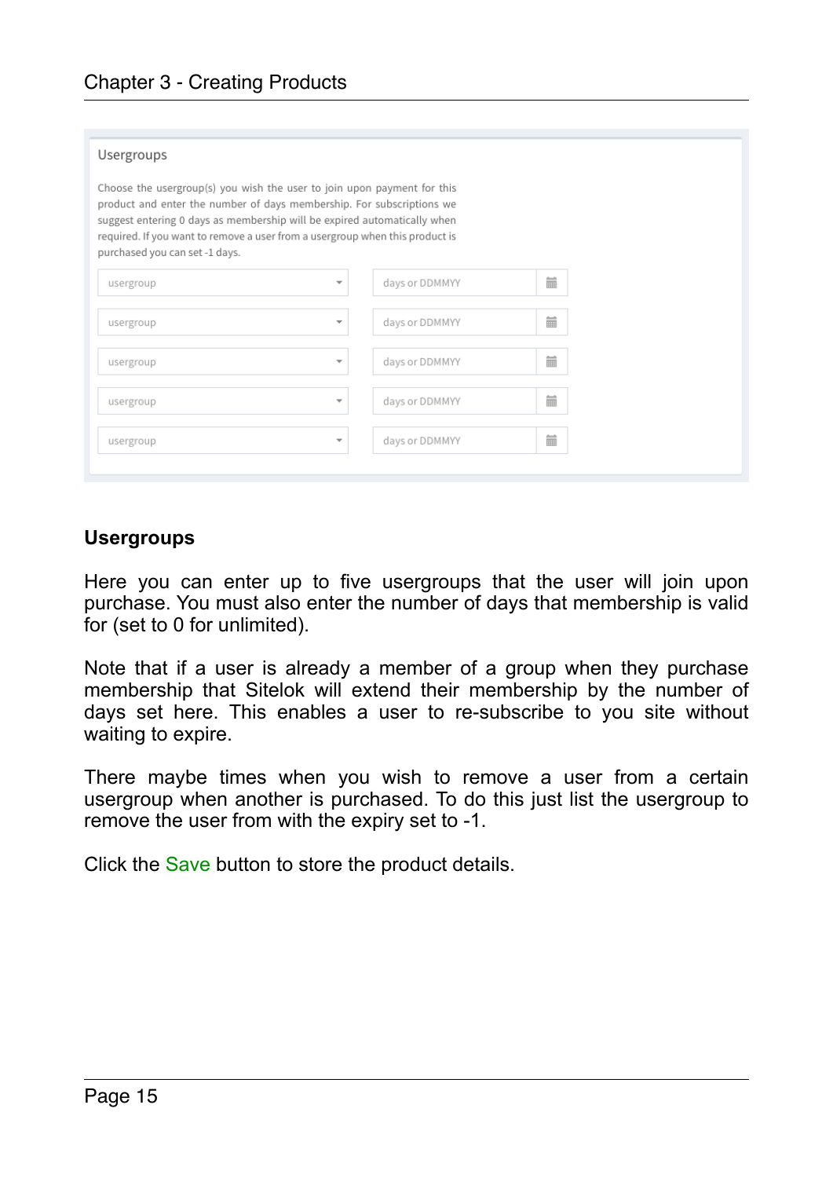Usergroups

Choose the usergroup(s) you wish the user to join upon payment for this product and enter the number of days membership. For subscriptions we suggest entering 0 days as membership will be expired automatically when required. If you want to remove a user from a usergroup when this product is purchased you can set -1 days.

| usergroup | days or DDMMYY |
|---|---|
| usergroup | days or DDMMYY |
| usergroup | days or DDMMYY |
| usergroup | days or DDMMYY |
| usergroup | days or DDMMYY |

**Usergroups**

Here you can enter up to five usergroups that the user will join upon purchase. You must also enter the number of days that membership is valid for (set to 0 for unlimited).

Note that if a user is already a member of a group when they purchase membership that Sitelok will extend their membership by the number of days set here. This enables a user to re-subscribe to you site without waiting to expire.

There maybe times when you wish to remove a user from a certain usergroup when another is purchased. To do this just list the usergroup to remove the user from with the expiry set to -1.

Click the Save button to store the product details.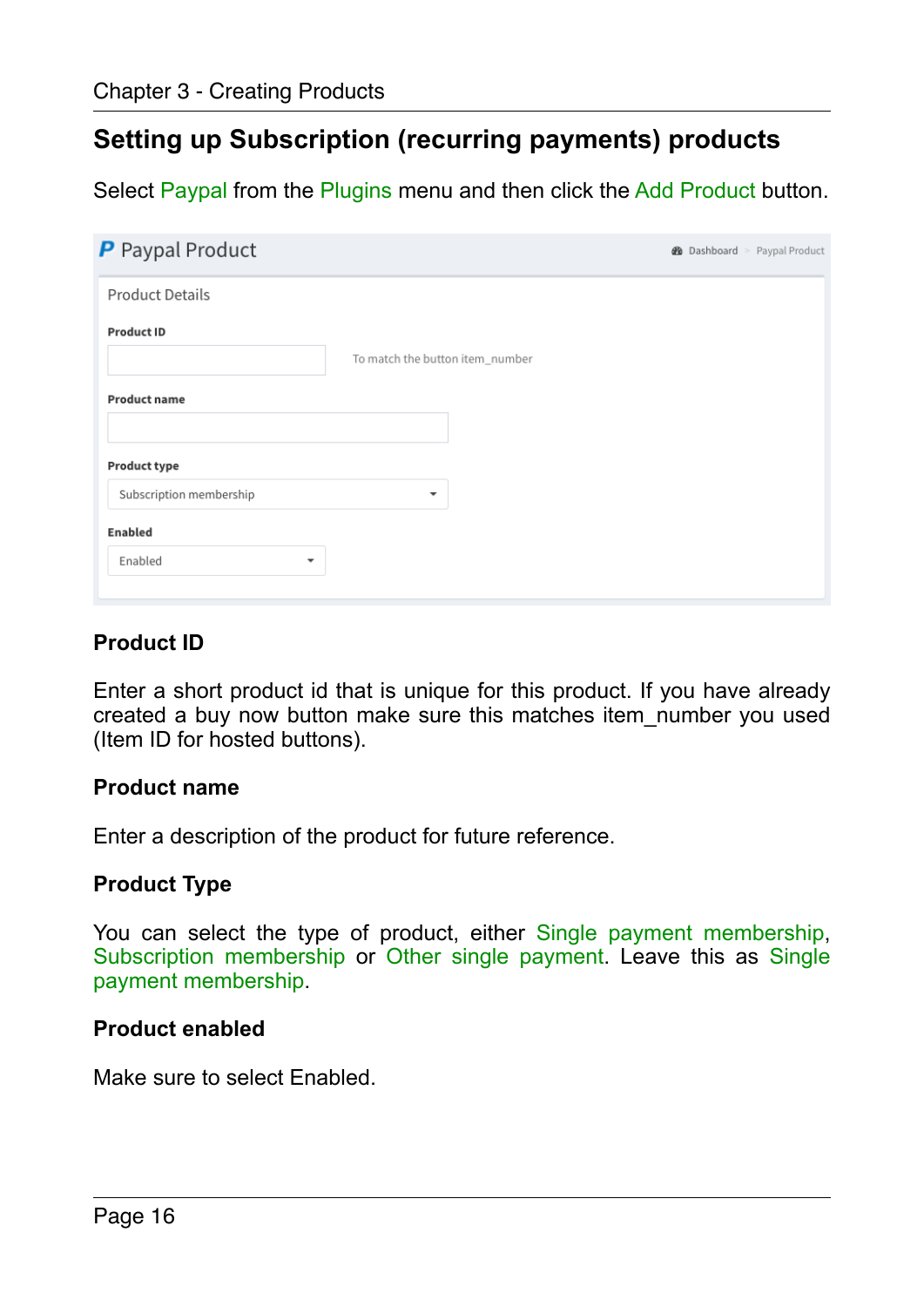## Setting up Subscription (recurring payments) products

Select Paypal from the Plugins menu and then click the Add Product button.

**P** Paypal Product

Dashboard > Paypal Product

Product Details

**Product ID**

To match the button item_number

**Product name**

**Product type**

Subscription membership

**Enabled**

Enabled

### Product ID

Enter a short product id that is unique for this product. If you have already created a buy now button make sure this matches item_number you used (Item ID for hosted buttons).

### Product name

Enter a description of the product for future reference.

### Product Type

You can select the type of product, either Single payment membership, Subscription membership or Other single payment. Leave this as Single payment membership.

### Product enabled

Make sure to select Enabled.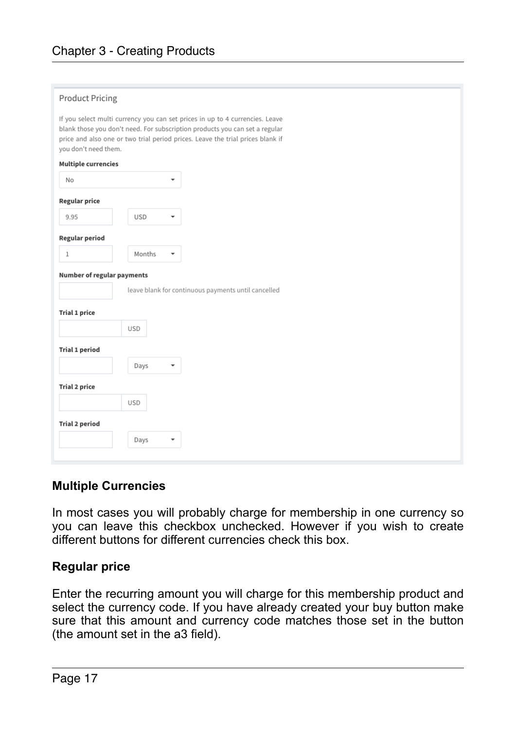Product Pricing

If you select multi currency you can set prices in up to 4 currencies. Leave blank those you don't need. For subscription products you can set a regular price and also one or two trial period prices. Leave the trial prices blank if you don't need them.

**Multiple currencies**

No

**Regular price**

9.95 USD

**Regular period**

1 Months

**Number of regular payments**

leave blank for continuous payments until cancelled

**Trial 1 price**

USD

**Trial 1 period**

Days

**Trial 2 price**

USD

**Trial 2 period**

Days

### Multiple Currencies

In most cases you will probably charge for membership in one currency so you can leave this checkbox unchecked. However if you wish to create different buttons for different currencies check this box.

### Regular price

Enter the recurring amount you will charge for this membership product and select the currency code. If you have already created your buy button make sure that this amount and currency code matches those set in the button (the amount set in the a3 field).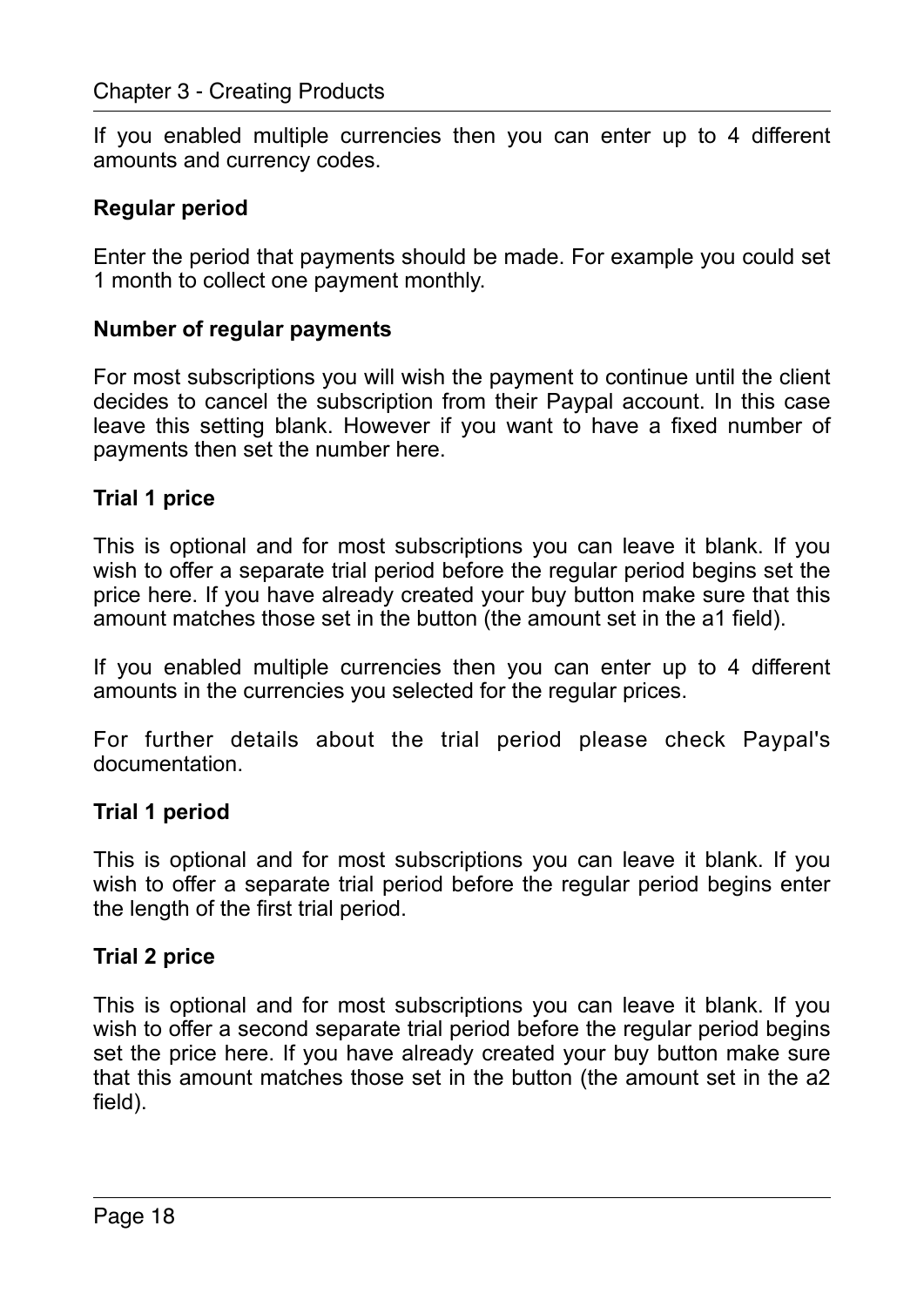If you enabled multiple currencies then you can enter up to 4 different amounts and currency codes.

**Regular period**

Enter the period that payments should be made. For example you could set 1 month to collect one payment monthly.

**Number of regular payments**

For most subscriptions you will wish the payment to continue until the client decides to cancel the subscription from their Paypal account. In this case leave this setting blank. However if you want to have a fixed number of payments then set the number here.

**Trial 1 price**

This is optional and for most subscriptions you can leave it blank. If you wish to offer a separate trial period before the regular period begins set the price here. If you have already created your buy button make sure that this amount matches those set in the button (the amount set in the a1 field).

If you enabled multiple currencies then you can enter up to 4 different amounts in the currencies you selected for the regular prices.

For further details about the trial period please check Paypal's documentation.

**Trial 1 period**

This is optional and for most subscriptions you can leave it blank. If you wish to offer a separate trial period before the regular period begins enter the length of the first trial period.

**Trial 2 price**

This is optional and for most subscriptions you can leave it blank. If you wish to offer a second separate trial period before the regular period begins set the price here. If you have already created your buy button make sure that this amount matches those set in the button (the amount set in the a2 field).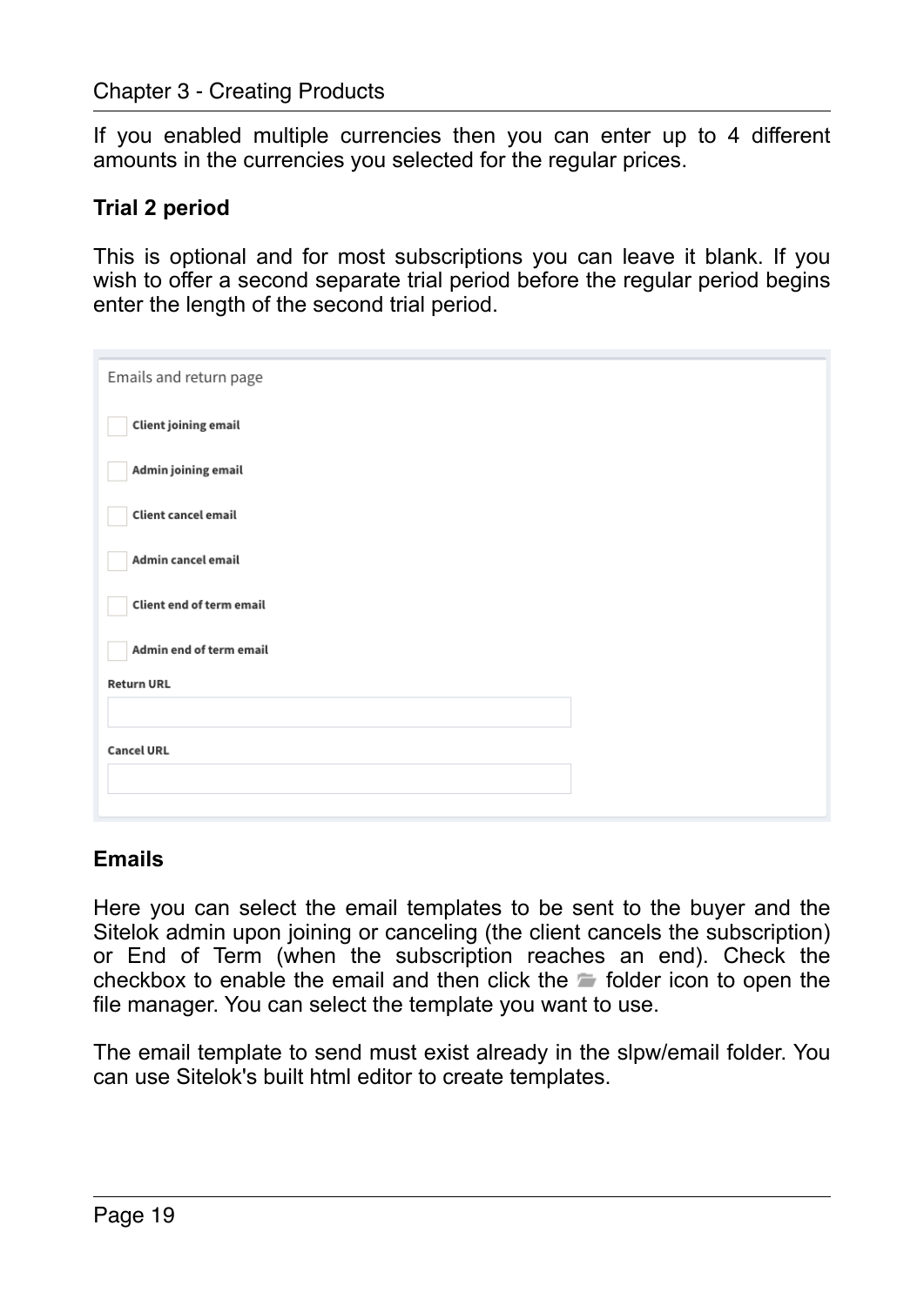If you enabled multiple currencies then you can enter up to 4 different amounts in the currencies you selected for the regular prices.

**Trial 2 period**

This is optional and for most subscriptions you can leave it blank. If you wish to offer a second separate trial period before the regular period begins enter the length of the second trial period.

Emails and return page

- [ ] Client joining email
- [ ] Admin joining email
- [ ] Client cancel email
- [ ] Admin cancel email
- [ ] Client end of term email
- [ ] Admin end of term email

Return URL

Cancel URL

**Emails**

Here you can select the email templates to be sent to the buyer and the Sitelok admin upon joining or canceling (the client cancels the subscription) or End of Term (when the subscription reaches an end). Check the checkbox to enable the email and then click the folder icon to open the file manager. You can select the template you want to use.

The email template to send must exist already in the slpw/email folder. You can use Sitelok's built html editor to create templates.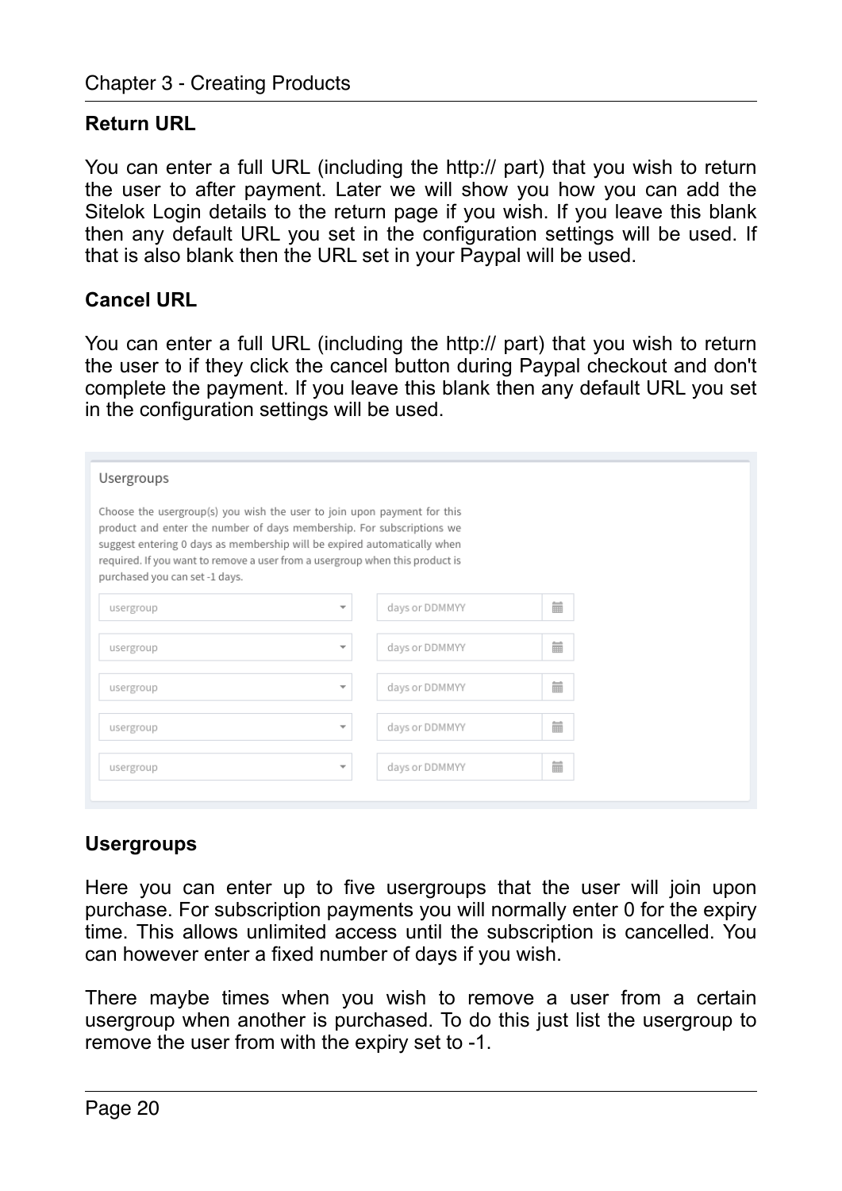### Return URL

You can enter a full URL (including the http:// part) that you wish to return the user to after payment. Later we will show you how you can add the Sitelok Login details to the return page if you wish. If you leave this blank then any default URL you set in the configuration settings will be used. If that is also blank then the URL set in your Paypal will be used.

### Cancel URL

You can enter a full URL (including the http:// part) that you wish to return the user to if they click the cancel button during Paypal checkout and don't complete the payment. If you leave this blank then any default URL you set in the configuration settings will be used.

Usergroups

Choose the usergroup(s) you wish the user to join upon payment for this product and enter the number of days membership. For subscriptions we suggest entering 0 days as membership will be expired automatically when required. If you want to remove a user from a usergroup when this product is purchased you can set -1 days.

| usergroup | days or DDMMYY |
|---|---|
| usergroup | days or DDMMYY |
| usergroup | days or DDMMYY |
| usergroup | days or DDMMYY |
| usergroup | days or DDMMYY |

### Usergroups

Here you can enter up to five usergroups that the user will join upon purchase. For subscription payments you will normally enter 0 for the expiry time. This allows unlimited access until the subscription is cancelled. You can however enter a fixed number of days if you wish.

There maybe times when you wish to remove a user from a certain usergroup when another is purchased. To do this just list the usergroup to remove the user from with the expiry set to -1.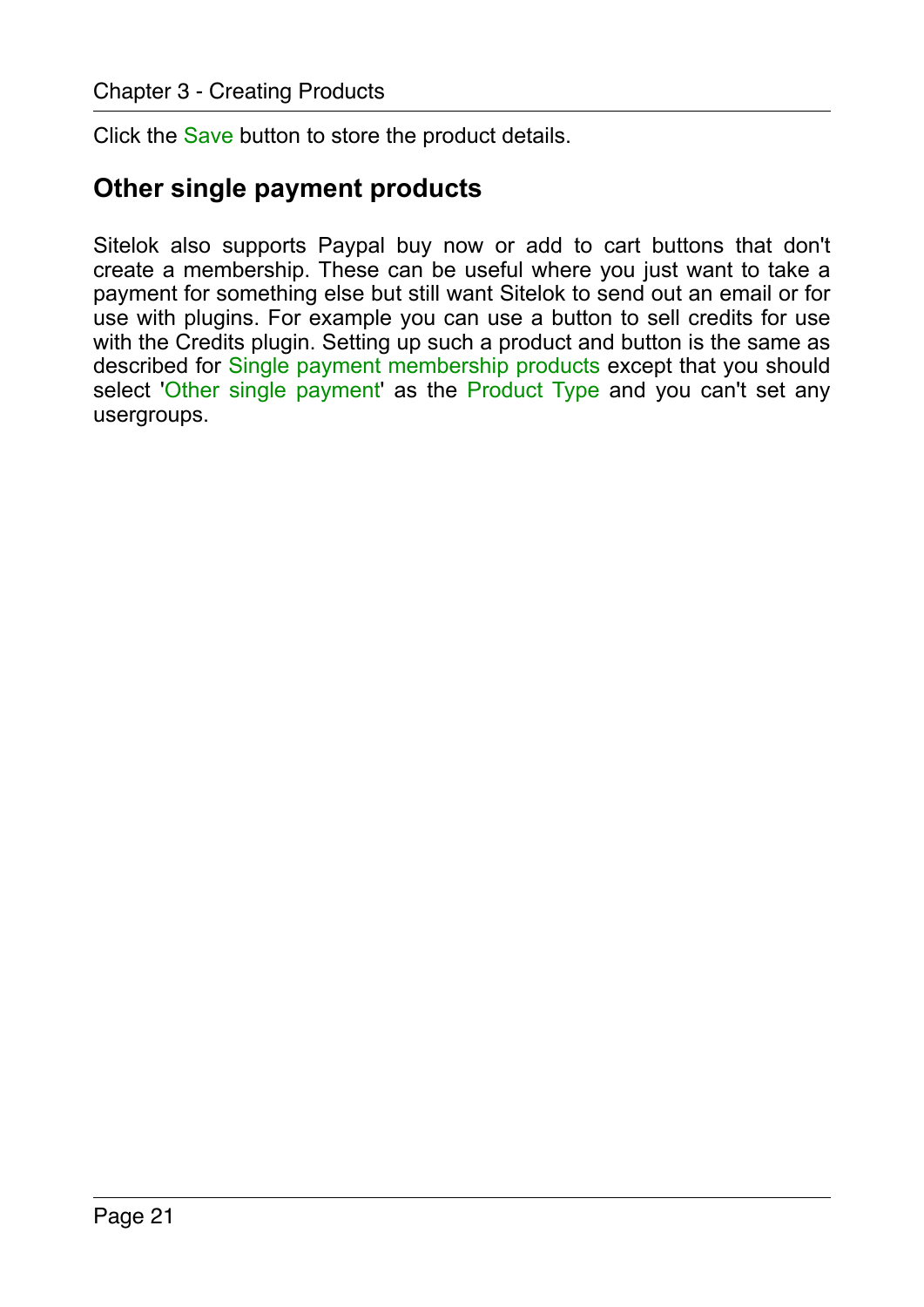Click the Save button to store the product details.

## Other single payment products

Sitelok also supports Paypal buy now or add to cart buttons that don't create a membership. These can be useful where you just want to take a payment for something else but still want Sitelok to send out an email or for use with plugins. For example you can use a button to sell credits for use with the Credits plugin. Setting up such a product and button is the same as described for Single payment membership products except that you should select 'Other single payment' as the Product Type and you can't set any usergroups.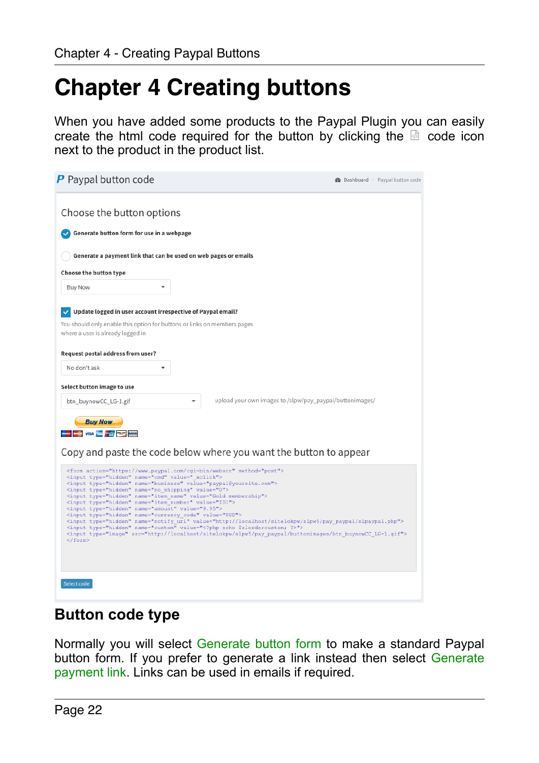# Chapter 4 Creating buttons

When you have added some products to the Paypal Plugin you can easily create the html code required for the button by clicking the code icon next to the product in the product list.

**P** Paypal button code

Dashboard › Paypal button code

Choose the button options

- [x] Generate button form for use in a webpage
- [ ] Generate a payment link that can be used on web pages or emails

**Choose the button type**

Buy Now

- [x] **Update logged in user account irrespective of Paypal email?**

You should only enable this option for buttons or links on members pages where a user is already logged in

**Request postal address from user?**

No don't ask

**Select button image to use**

btn_buynowCC_LG-1.gif

upload your own images to /slpw/pay_paypal/buttonimages/

Copy and paste the code below where you want the button to appear

```
<form action="https://www.paypal.com/cgi-bin/webscr" method="post">
<input type="hidden" name="cmd" value="_xclick">
<input type="hidden" name="business" value="paypal@yoursite.com">
<input type="hidden" name="no_shipping" value="0">
<input type="hidden" name="item_name" value="Gold membership">
<input type="hidden" name="item_number" value="ID1">
<input type="hidden" name="amount" value="9.95">
<input type="hidden" name="currency_code" value="USD">
<input type="hidden" name="notify_url" value="http://localhost/sitelokpw/slpw5/pay_paypal/slpaypal.php">
<input type="hidden" name="custom" value="<?php echo $slordercustom; ?>">
<input type="image" src="http://localhost/sitelokpw/slpw5/pay_paypal/buttonimages/btn_buynowCC_LG-1.gif">
</form>
```

Select code

## Button code type

Normally you will select Generate button form to make a standard Paypal button form. If you prefer to generate a link instead then select Generate payment link. Links can be used in emails if required.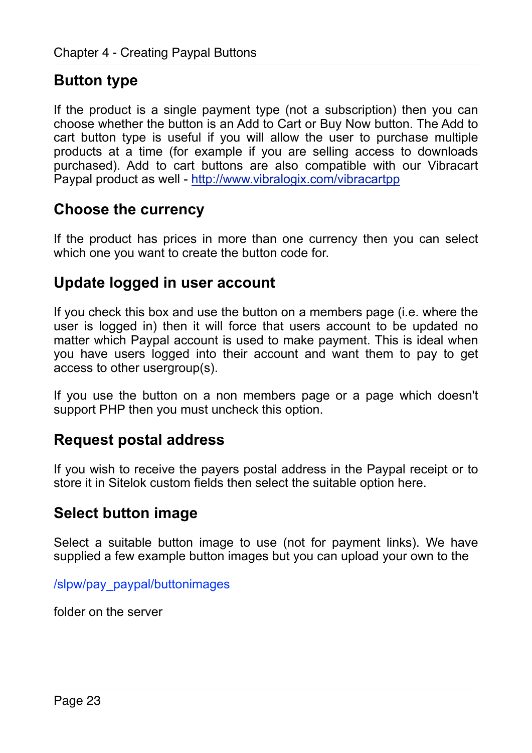## Button type

If the product is a single payment type (not a subscription) then you can choose whether the button is an Add to Cart or Buy Now button. The Add to cart button type is useful if you will allow the user to purchase multiple products at a time (for example if you are selling access to downloads purchased). Add to cart buttons are also compatible with our Vibracart Paypal product as well - [http://www.vibralogix.com/vibracartpp](http://www.vibralogix.com/vibracartpp)

## Choose the currency

If the product has prices in more than one currency then you can select which one you want to create the button code for.

## Update logged in user account

If you check this box and use the button on a members page (i.e. where the user is logged in) then it will force that users account to be updated no matter which Paypal account is used to make payment. This is ideal when you have users logged into their account and want them to pay to get access to other usergroup(s).

If you use the button on a non members page or a page which doesn't support PHP then you must uncheck this option.

## Request postal address

If you wish to receive the payers postal address in the Paypal receipt or to store it in Sitelok custom fields then select the suitable option here.

## Select button image

Select a suitable button image to use (not for payment links). We have supplied a few example button images but you can upload your own to the

/slpw/pay_paypal/buttonimages

folder on the server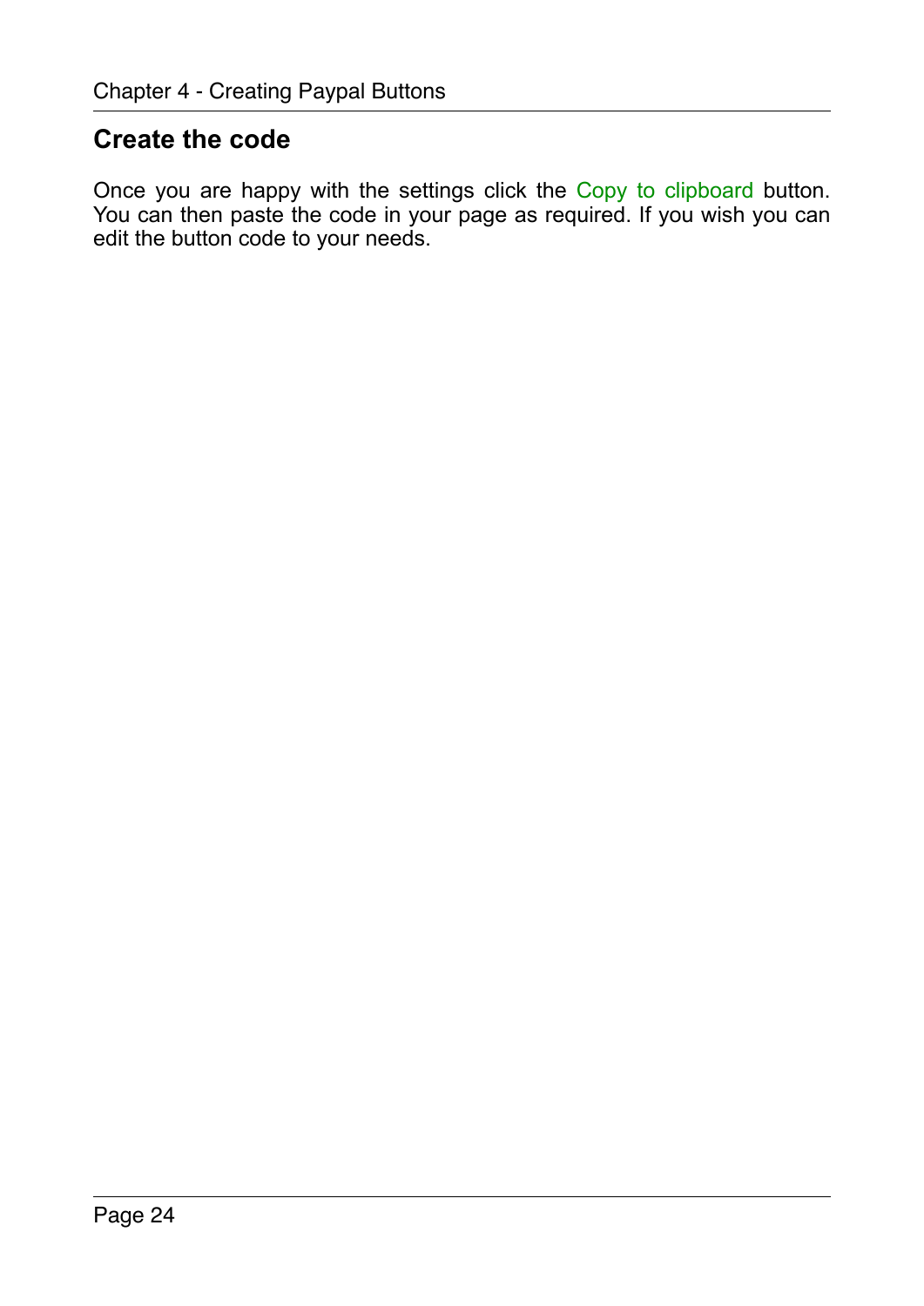## Create the code

Once you are happy with the settings click the Copy to clipboard button. You can then paste the code in your page as required. If you wish you can edit the button code to your needs.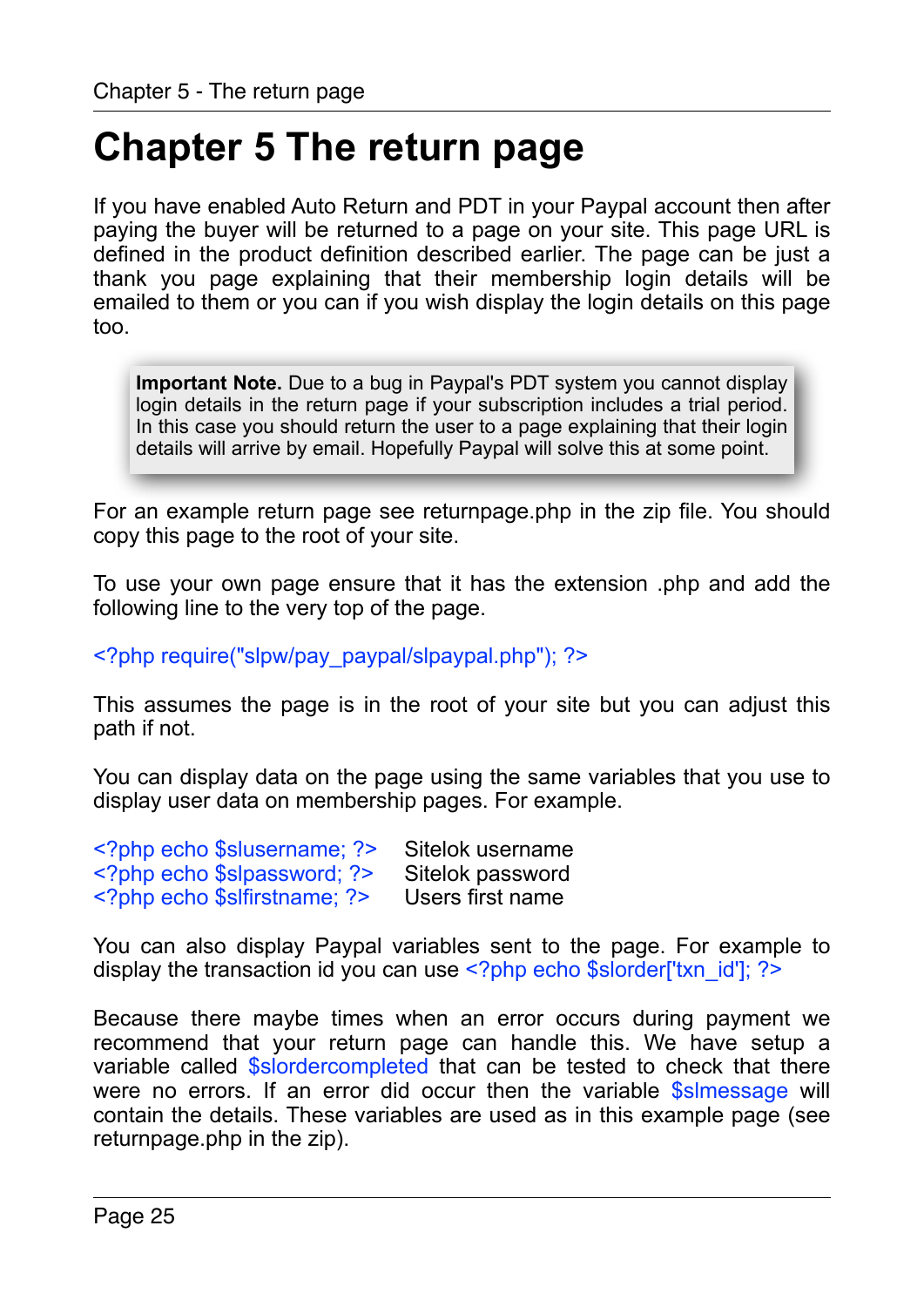# Chapter 5 The return page

If you have enabled Auto Return and PDT in your Paypal account then after paying the buyer will be returned to a page on your site. This page URL is defined in the product definition described earlier. The page can be just a thank you page explaining that their membership login details will be emailed to them or you can if you wish display the login details on this page too.

> **Important Note.** Due to a bug in Paypal's PDT system you cannot display login details in the return page if your subscription includes a trial period. In this case you should return the user to a page explaining that their login details will arrive by email. Hopefully Paypal will solve this at some point.

For an example return page see returnpage.php in the zip file. You should copy this page to the root of your site.

To use your own page ensure that it has the extension .php and add the following line to the very top of the page.

```
<?php require("slpw/pay_paypal/slpaypal.php"); ?>
```

This assumes the page is in the root of your site but you can adjust this path if not.

You can display data on the page using the same variables that you use to display user data on membership pages. For example.

| | |
|---|---|
| `<?php echo $slusername; ?>` | Sitelok username |
| `<?php echo $slpassword; ?>` | Sitelok password |
| `<?php echo $slfirstname; ?>` | Users first name |

You can also display Paypal variables sent to the page. For example to display the transaction id you can use `<?php echo $slorder['txn_id']; ?>`

Because there maybe times when an error occurs during payment we recommend that your return page can handle this. We have setup a variable called `$slordercompleted` that can be tested to check that there were no errors. If an error did occur then the variable `$slmessage` will contain the details. These variables are used as in this example page (see returnpage.php in the zip).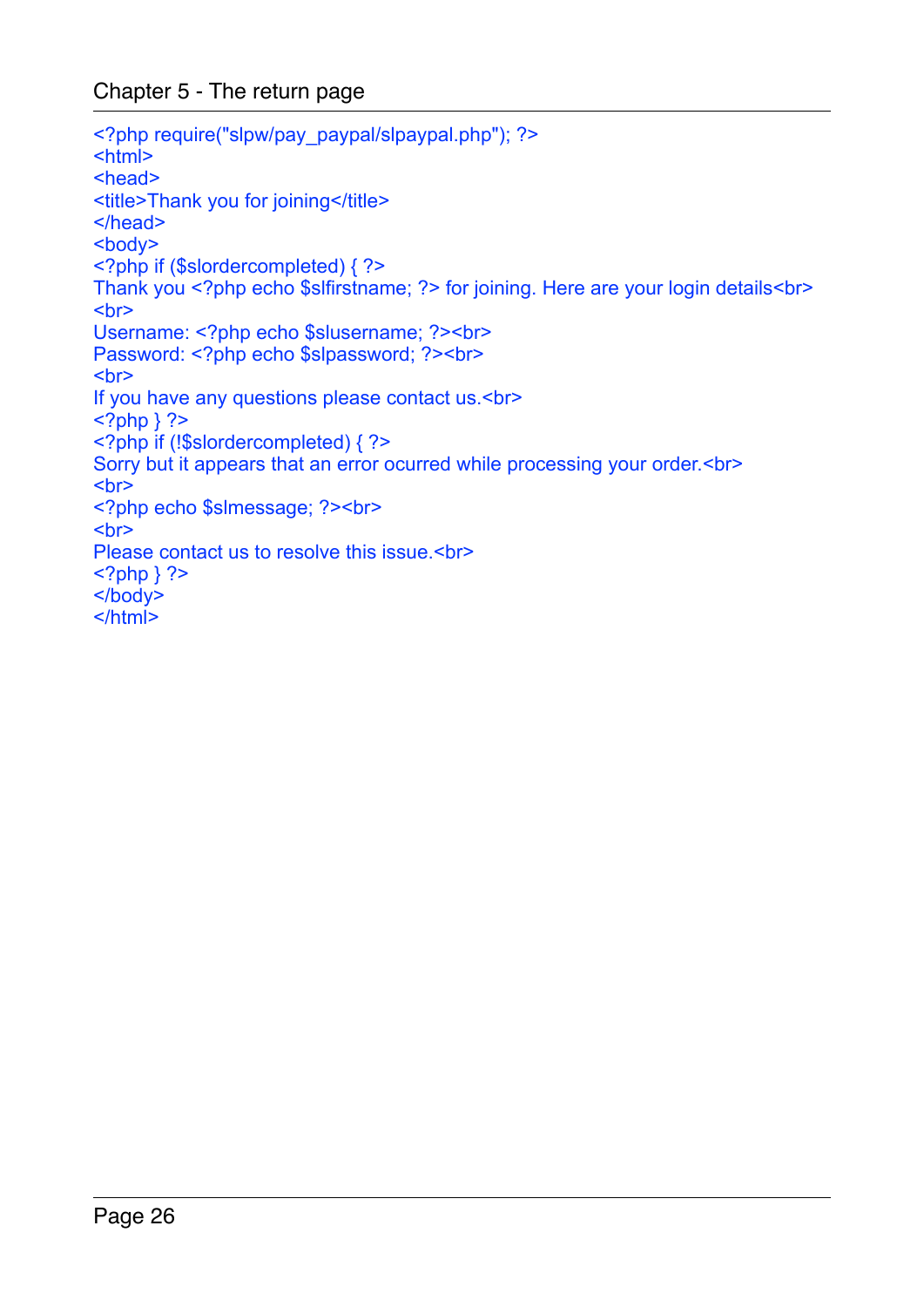```
<?php require("slpw/pay_paypal/slpaypal.php"); ?>
<html>
<head>
<title>Thank you for joining</title>
</head>
<body>
<?php if ($slordercompleted) { ?>
Thank you <?php echo $slfirstname; ?> for joining. Here are your login details<br>
<br>
Username: <?php echo $slusername; ?><br>
Password: <?php echo $slpassword; ?><br>
<br>
If you have any questions please contact us.<br>
<?php } ?>
<?php if (!$slordercompleted) { ?>
Sorry but it appears that an error ocurred while processing your order.<br>
<br>
<?php echo $slmessage; ?><br>
<br>
Please contact us to resolve this issue.<br>
<?php } ?>
</body>
</html>
```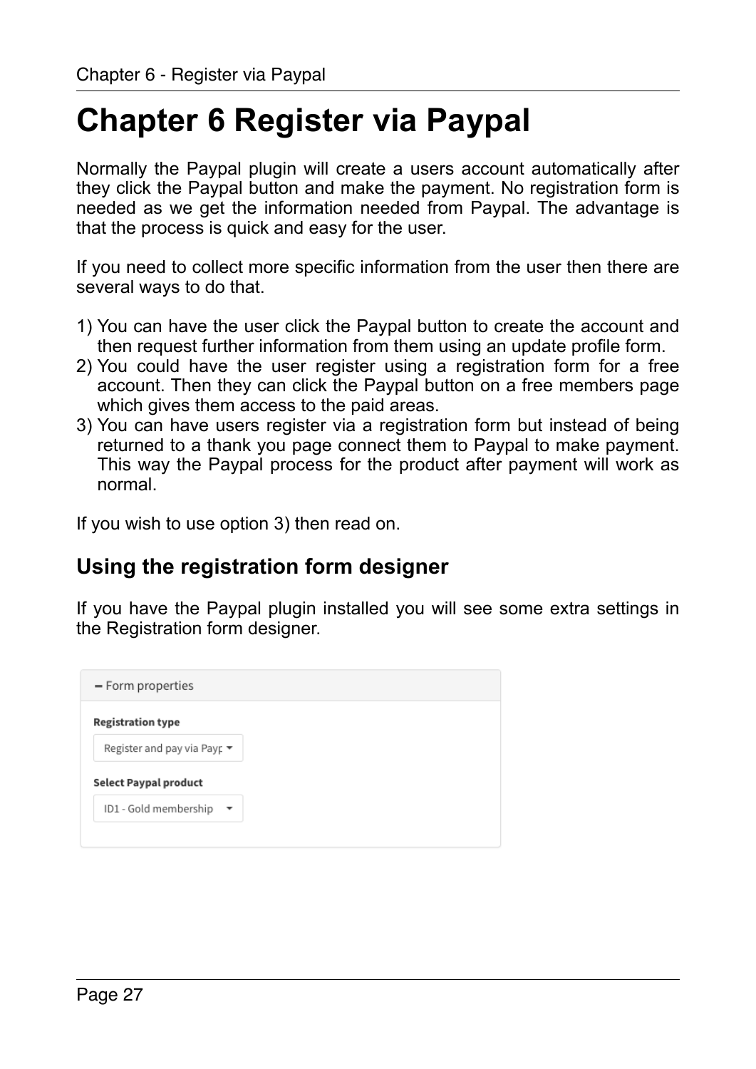# Chapter 6 Register via Paypal

Normally the Paypal plugin will create a users account automatically after they click the Paypal button and make the payment. No registration form is needed as we get the information needed from Paypal. The advantage is that the process is quick and easy for the user.

If you need to collect more specific information from the user then there are several ways to do that.

1) You can have the user click the Paypal button to create the account and then request further information from them using an update profile form.
2) You could have the user register using a registration form for a free account. Then they can click the Paypal button on a free members page which gives them access to the paid areas.
3) You can have users register via a registration form but instead of being returned to a thank you page connect them to Paypal to make payment. This way the Paypal process for the product after payment will work as normal.

If you wish to use option 3) then read on.

## Using the registration form designer

If you have the Paypal plugin installed you will see some extra settings in the Registration form designer.

**– Form properties**

**Registration type**

Register and pay via Payp

**Select Paypal product**

ID1 - Gold membership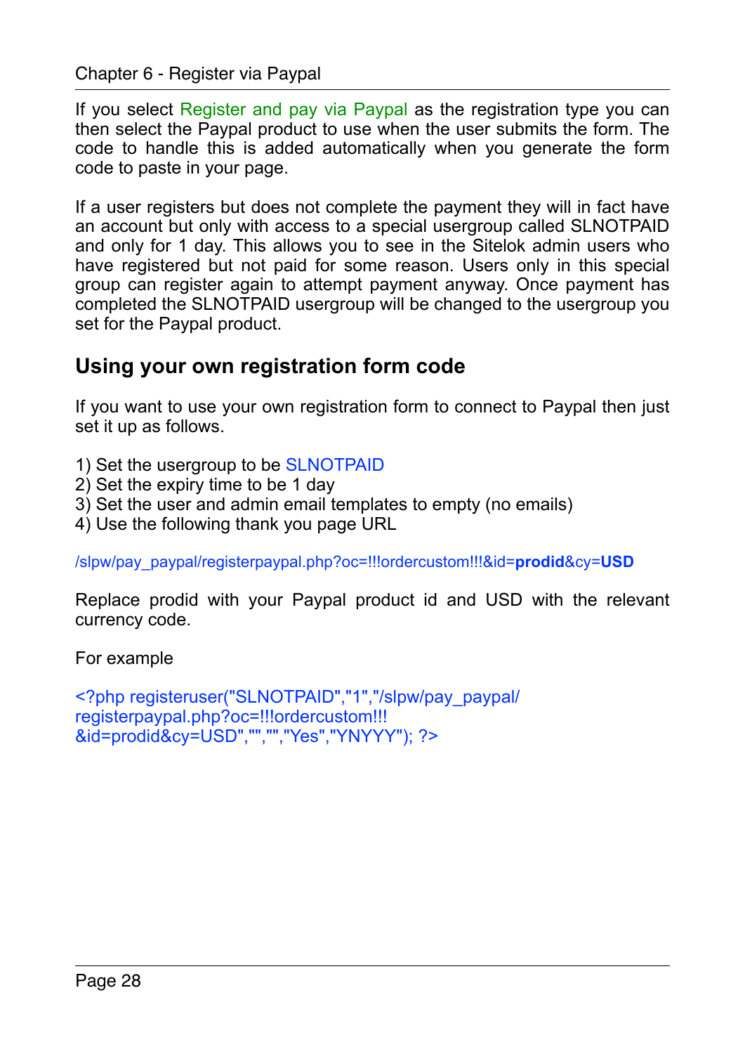If you select Register and pay via Paypal as the registration type you can then select the Paypal product to use when the user submits the form. The code to handle this is added automatically when you generate the form code to paste in your page.

If a user registers but does not complete the payment they will in fact have an account but only with access to a special usergroup called SLNOTPAID and only for 1 day. This allows you to see in the Sitelok admin users who have registered but not paid for some reason. Users only in this special group can register again to attempt payment anyway. Once payment has completed the SLNOTPAID usergroup will be changed to the usergroup you set for the Paypal product.

## Using your own registration form code

If you want to use your own registration form to connect to Paypal then just set it up as follows.

1) Set the usergroup to be SLNOTPAID
2) Set the expiry time to be 1 day
3) Set the user and admin email templates to empty (no emails)
4) Use the following thank you page URL

```
/slpw/pay_paypal/registerpaypal.php?oc=!!!ordercustom!!!&id=prodid&cy=USD
```

Replace prodid with your Paypal product id and USD with the relevant currency code.

For example

```
<?php registeruser("SLNOTPAID","1","/slpw/pay_paypal/registerpaypal.php?oc=!!!ordercustom!!!&id=prodid&cy=USD","","","Yes","YNYYY"); ?>
```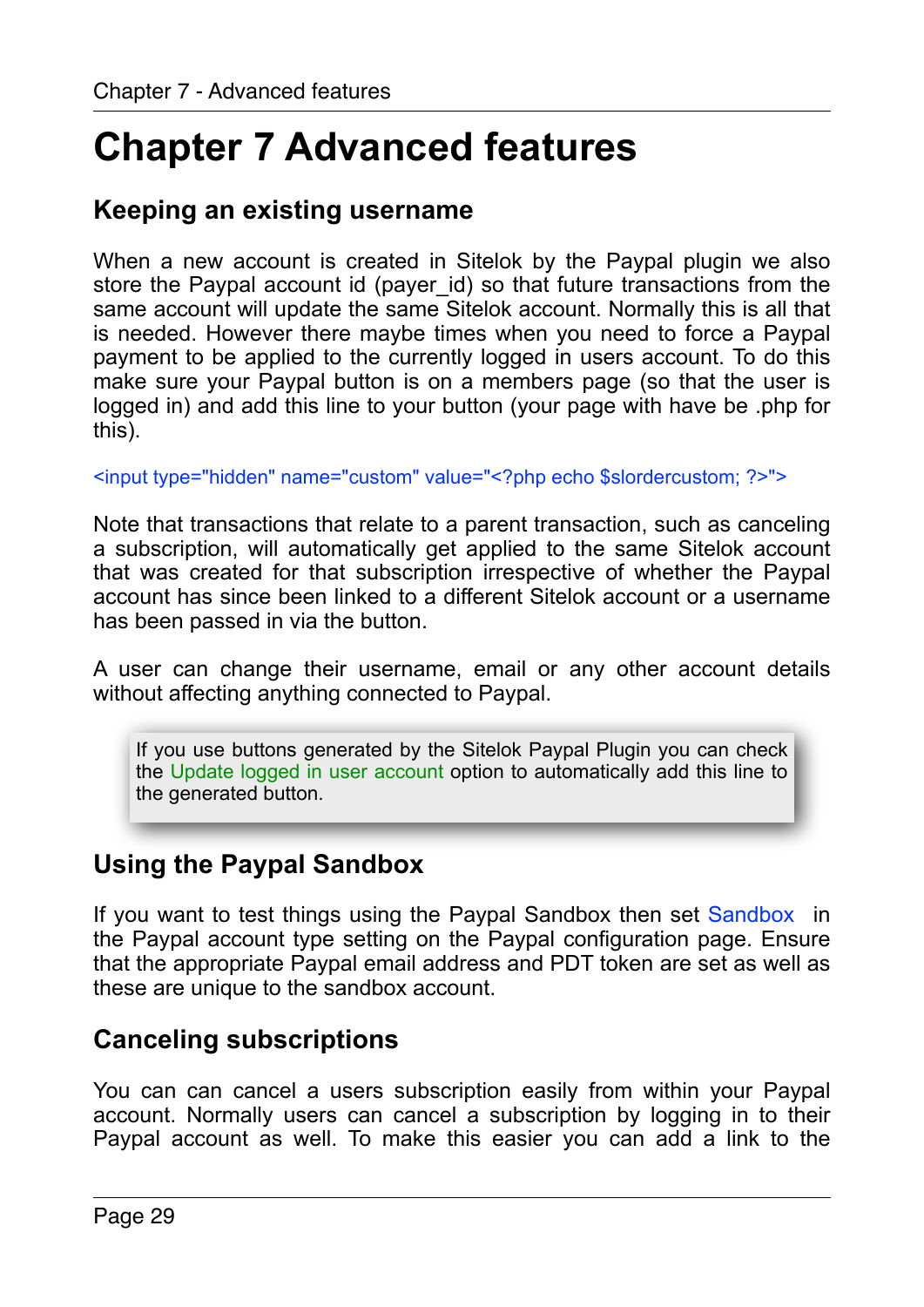# Chapter 7 Advanced features

## Keeping an existing username

When a new account is created in Sitelok by the Paypal plugin we also store the Paypal account id (payer_id) so that future transactions from the same account will update the same Sitelok account. Normally this is all that is needed. However there maybe times when you need to force a Paypal payment to be applied to the currently logged in users account. To do this make sure your Paypal button is on a members page (so that the user is logged in) and add this line to your button (your page with have be .php for this).

```
<input type="hidden" name="custom" value="<?php echo $slordercustom; ?>">
```

Note that transactions that relate to a parent transaction, such as canceling a subscription, will automatically get applied to the same Sitelok account that was created for that subscription irrespective of whether the Paypal account has since been linked to a different Sitelok account or a username has been passed in via the button.

A user can change their username, email or any other account details without affecting anything connected to Paypal.

> If you use buttons generated by the Sitelok Paypal Plugin you can check the Update logged in user account option to automatically add this line to the generated button.

## Using the Paypal Sandbox

If you want to test things using the Paypal Sandbox then set Sandbox in the Paypal account type setting on the Paypal configuration page. Ensure that the appropriate Paypal email address and PDT token are set as well as these are unique to the sandbox account.

## Canceling subscriptions

You can can cancel a users subscription easily from within your Paypal account. Normally users can cancel a subscription by logging in to their Paypal account as well. To make this easier you can add a link to the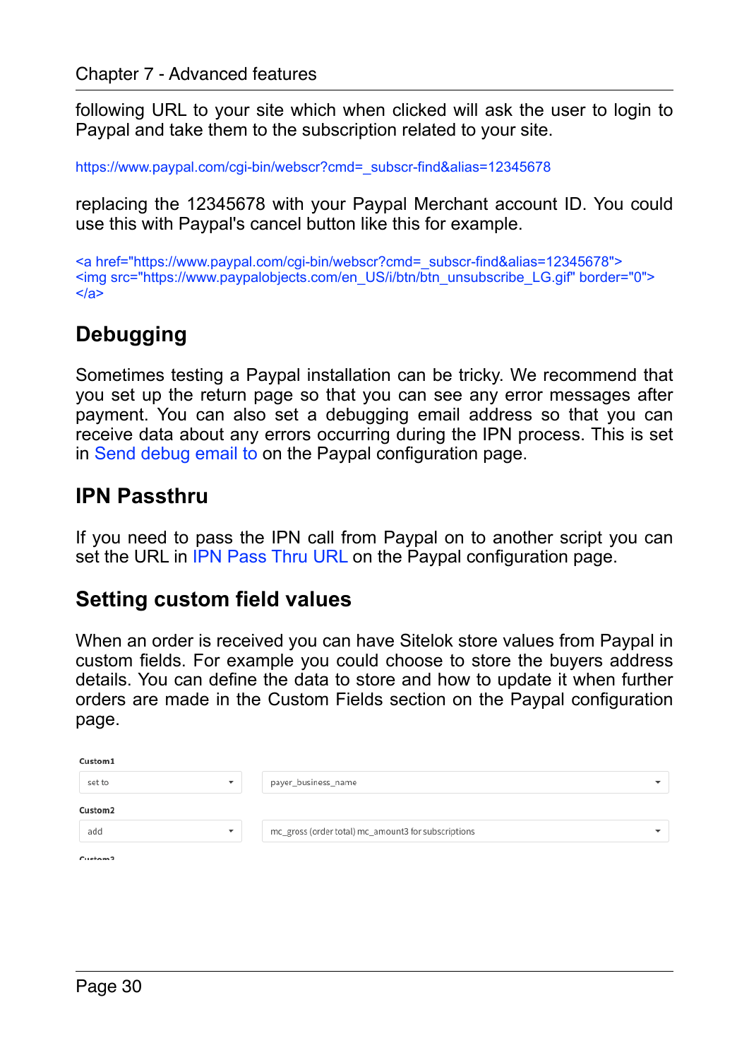following URL to your site which when clicked will ask the user to login to Paypal and take them to the subscription related to your site.

https://www.paypal.com/cgi-bin/webscr?cmd=_subscr-find&alias=12345678

replacing the 12345678 with your Paypal Merchant account ID. You could use this with Paypal's cancel button like this for example.

```
<a href="https://www.paypal.com/cgi-bin/webscr?cmd=_subscr-find&alias=12345678">
<img src="https://www.paypalobjects.com/en_US/i/btn/btn_unsubscribe_LG.gif" border="0">
</a>
```

## Debugging

Sometimes testing a Paypal installation can be tricky. We recommend that you set up the return page so that you can see any error messages after payment. You can also set a debugging email address so that you can receive data about any errors occurring during the IPN process. This is set in Send debug email to on the Paypal configuration page.

## IPN Passthru

If you need to pass the IPN call from Paypal on to another script you can set the URL in IPN Pass Thru URL on the Paypal configuration page.

## Setting custom field values

When an order is received you can have Sitelok store values from Paypal in custom fields. For example you could choose to store the buyers address details. You can define the data to store and how to update it when further orders are made in the Custom Fields section on the Paypal configuration page.

**Custom1**

| set to | payer_business_name |
|---|---|

**Custom2**

| add | mc_gross (order total) mc_amount3 for subscriptions |
|---|---|

**Custom3**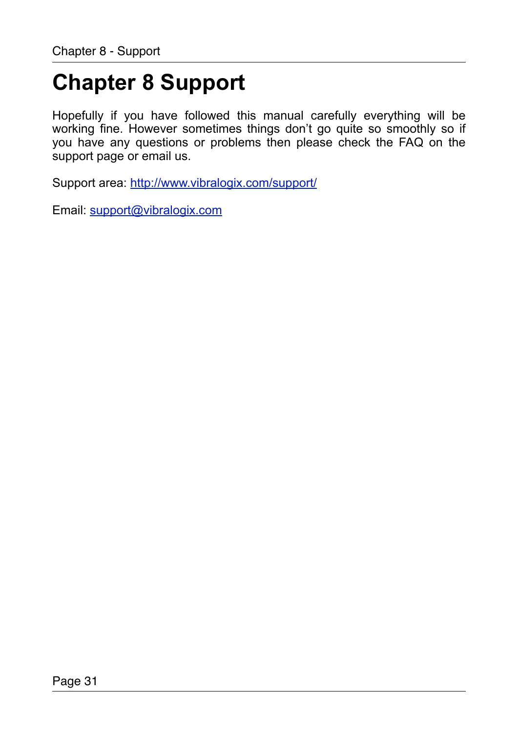# Chapter 8 Support

Hopefully if you have followed this manual carefully everything will be working fine. However sometimes things don’t go quite so smoothly so if you have any questions or problems then please check the FAQ on the support page or email us.

Support area: [http://www.vibralogix.com/support/](http://www.vibralogix.com/support/)

Email: [support@vibralogix.com](mailto:support@vibralogix.com)